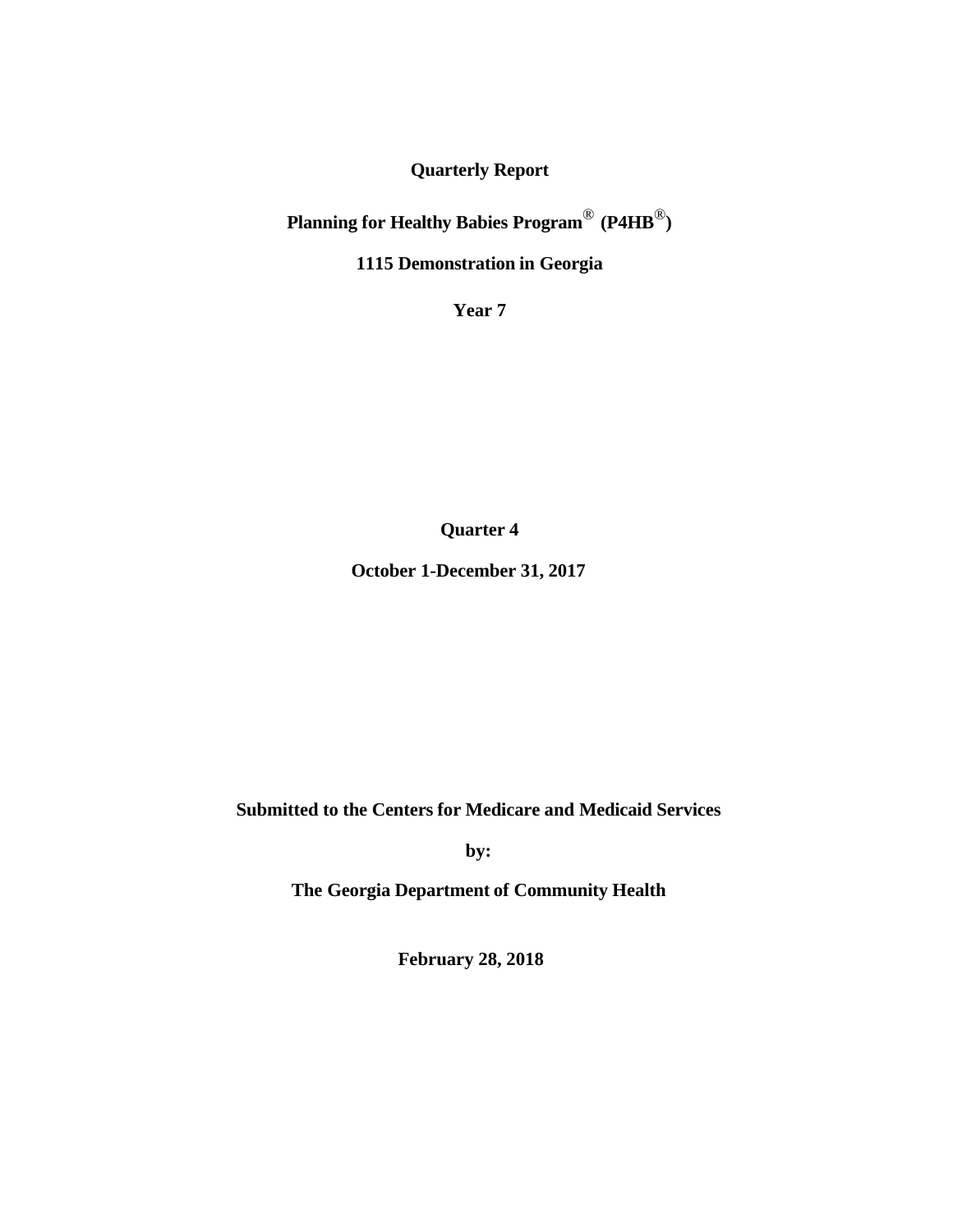**Quarterly Report**

**Planning for Healthy Babies Program® (P4HB®)**

**1115 Demonstration in Georgia**

**Year 7**

**Quarter 4**

**October 1-December 31, 2017**

**Submitted to the Centers for Medicare and Medicaid Services**

**by:**

**The Georgia Department of Community Health**

**February 28, 2018**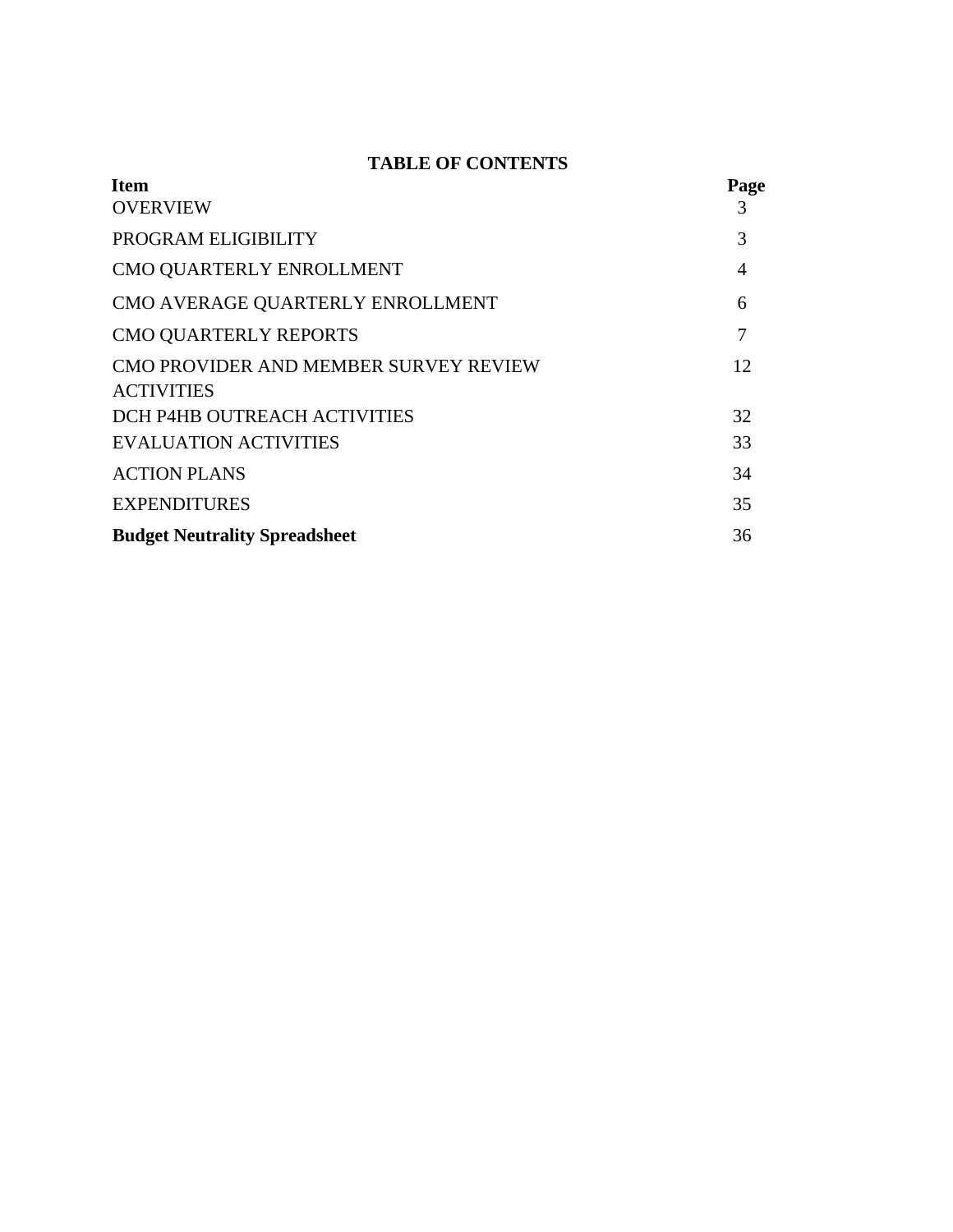## TABLE OF CONTENTS

| Item | Page |
| --- | --- |
| OVERVIEW | 3 |
| PROGRAM ELIGIBILITY | 3 |
| CMO QUARTERLY ENROLLMENT | 4 |
| CMO AVERAGE QUARTERLY ENROLLMENT | 6 |
| CMO QUARTERLY REPORTS | 7 |
| CMO PROVIDER AND MEMBER SURVEY REVIEW ACTIVITIES | 12 |
| DCH P4HB OUTREACH ACTIVITIES | 32 |
| EVALUATION ACTIVITIES | 33 |
| ACTION PLANS | 34 |
| EXPENDITURES | 35 |
| **Budget Neutrality Spreadsheet** | 36 |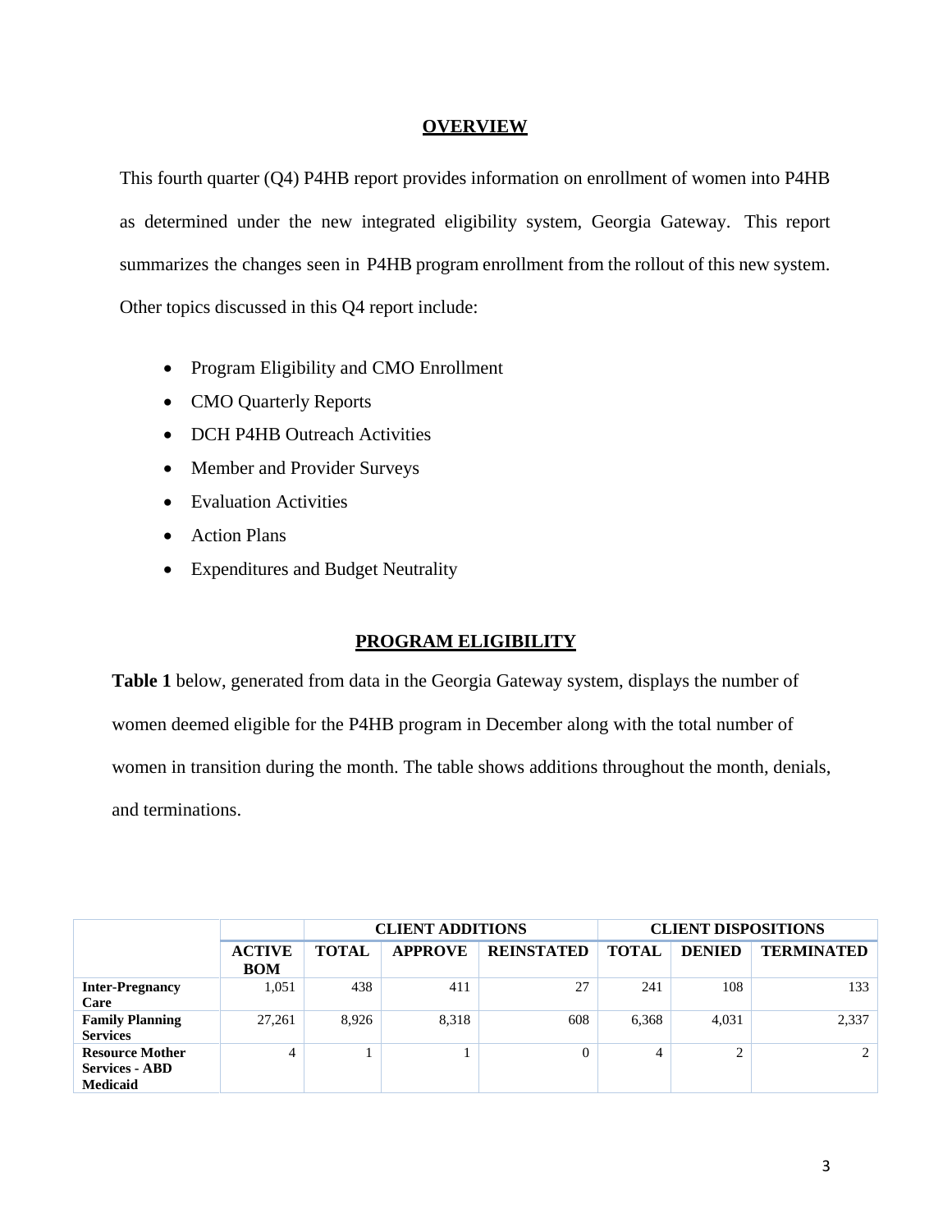## OVERVIEW

This fourth quarter (Q4) P4HB report provides information on enrollment of women into P4HB as determined under the new integrated eligibility system, Georgia Gateway. This report summarizes the changes seen in P4HB program enrollment from the rollout of this new system. Other topics discussed in this Q4 report include:

- Program Eligibility and CMO Enrollment
- CMO Quarterly Reports
- DCH P4HB Outreach Activities
- Member and Provider Surveys
- Evaluation Activities
- Action Plans
- Expenditures and Budget Neutrality

## PROGRAM ELIGIBILITY

**Table 1** below, generated from data in the Georgia Gateway system, displays the number of women deemed eligible for the P4HB program in December along with the total number of women in transition during the month. The table shows additions throughout the month, denials, and terminations.

| | | CLIENT ADDITIONS | | | CLIENT DISPOSITIONS | | |
|---|---|---|---|---|---|---|---|
| | **ACTIVE BOM** | **TOTAL** | **APPROVE** | **REINSTATED** | **TOTAL** | **DENIED** | **TERMINATED** |
| **Inter-Pregnancy Care** | 1,051 | 438 | 411 | 27 | 241 | 108 | 133 |
| **Family Planning Services** | 27,261 | 8,926 | 8,318 | 608 | 6,368 | 4,031 | 2,337 |
| **Resource Mother Services - ABD Medicaid** | 4 | 1 | 1 | 0 | 4 | 2 | 2 |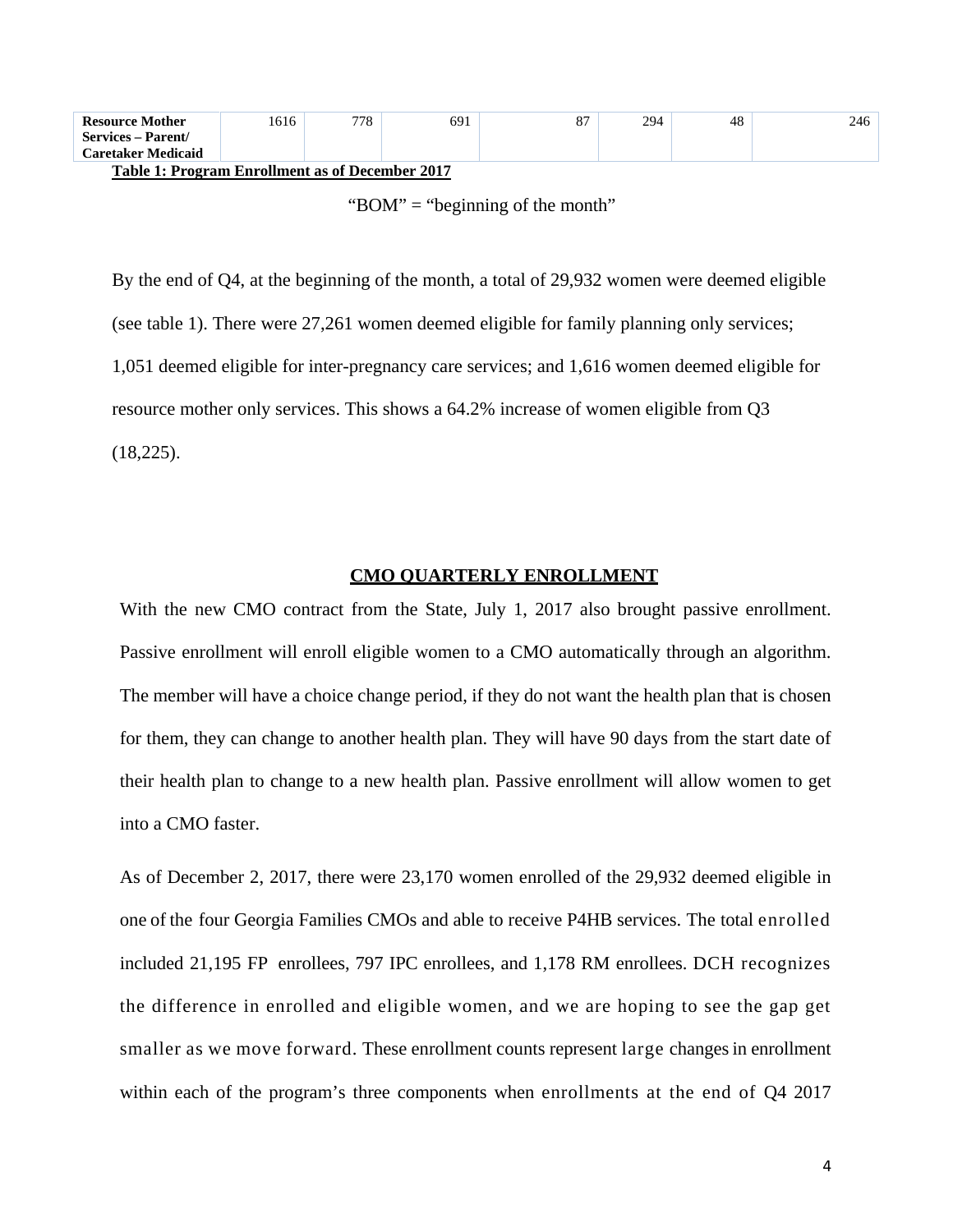| Resource Mother Services – Parent/ Caretaker Medicaid | 1616 | 778 | 691 | 87 | 294 | 48 | 246 |
|---|---|---|---|---|---|---|---|

**Table 1: Program Enrollment as of December 2017**

"BOM" = "beginning of the month"

By the end of Q4, at the beginning of the month, a total of 29,932 women were deemed eligible (see table 1). There were 27,261 women deemed eligible for family planning only services; 1,051 deemed eligible for inter-pregnancy care services; and 1,616 women deemed eligible for resource mother only services. This shows a 64.2% increase of women eligible from Q3 (18,225).

## CMO QUARTERLY ENROLLMENT

With the new CMO contract from the State, July 1, 2017 also brought passive enrollment. Passive enrollment will enroll eligible women to a CMO automatically through an algorithm. The member will have a choice change period, if they do not want the health plan that is chosen for them, they can change to another health plan. They will have 90 days from the start date of their health plan to change to a new health plan. Passive enrollment will allow women to get into a CMO faster.

As of December 2, 2017, there were 23,170 women enrolled of the 29,932 deemed eligible in one of the four Georgia Families CMOs and able to receive P4HB services. The total enrolled included 21,195 FP enrollees, 797 IPC enrollees, and 1,178 RM enrollees. DCH recognizes the difference in enrolled and eligible women, and we are hoping to see the gap get smaller as we move forward. These enrollment counts represent large changes in enrollment within each of the program's three components when enrollments at the end of Q4 2017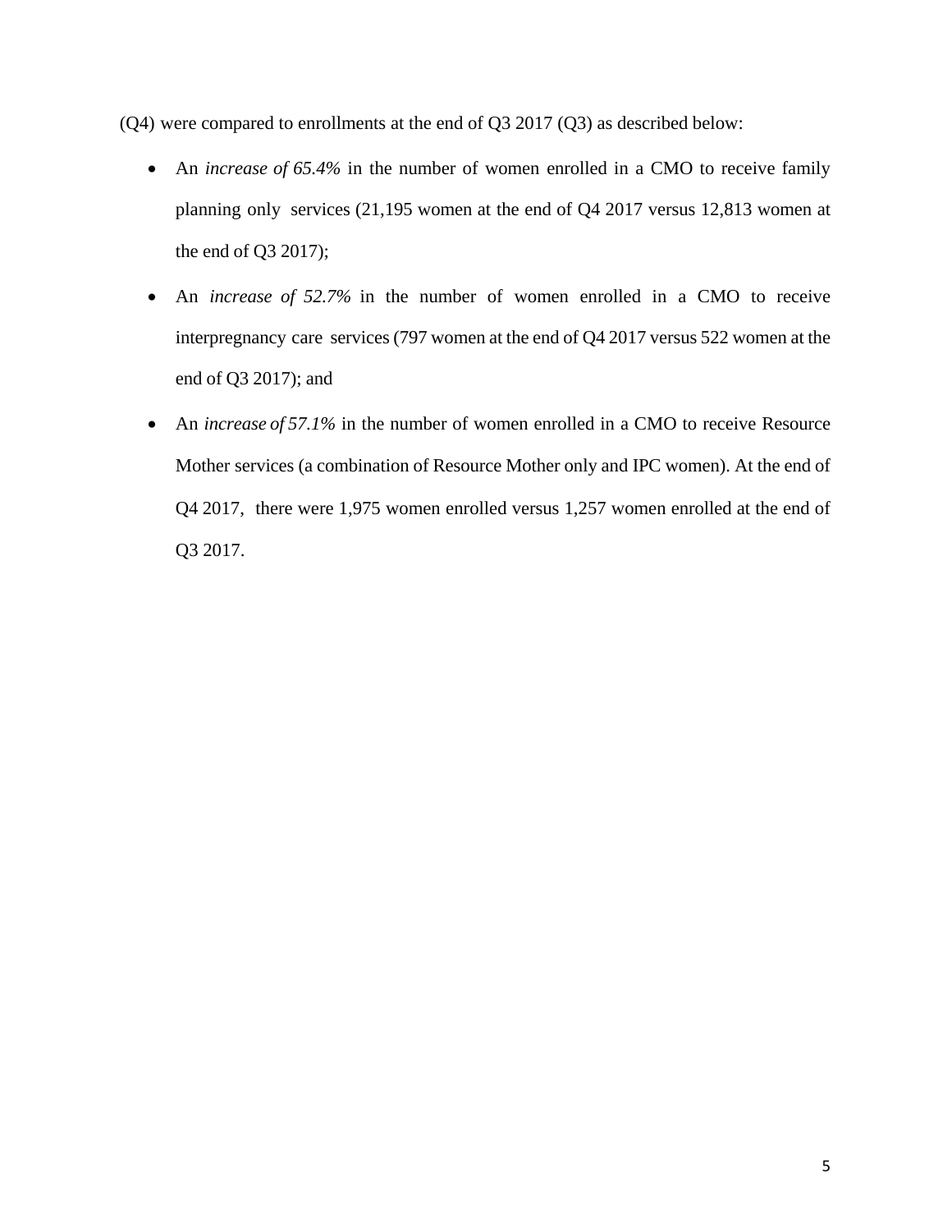(Q4) were compared to enrollments at the end of Q3 2017 (Q3) as described below:

- An *increase of 65.4%* in the number of women enrolled in a CMO to receive family planning only services (21,195 women at the end of Q4 2017 versus 12,813 women at the end of Q3 2017);
- An *increase of 52.7%* in the number of women enrolled in a CMO to receive interpregnancy care services (797 women at the end of Q4 2017 versus 522 women at the end of Q3 2017); and
- An *increase of 57.1%* in the number of women enrolled in a CMO to receive Resource Mother services (a combination of Resource Mother only and IPC women). At the end of Q4 2017, there were 1,975 women enrolled versus 1,257 women enrolled at the end of Q3 2017.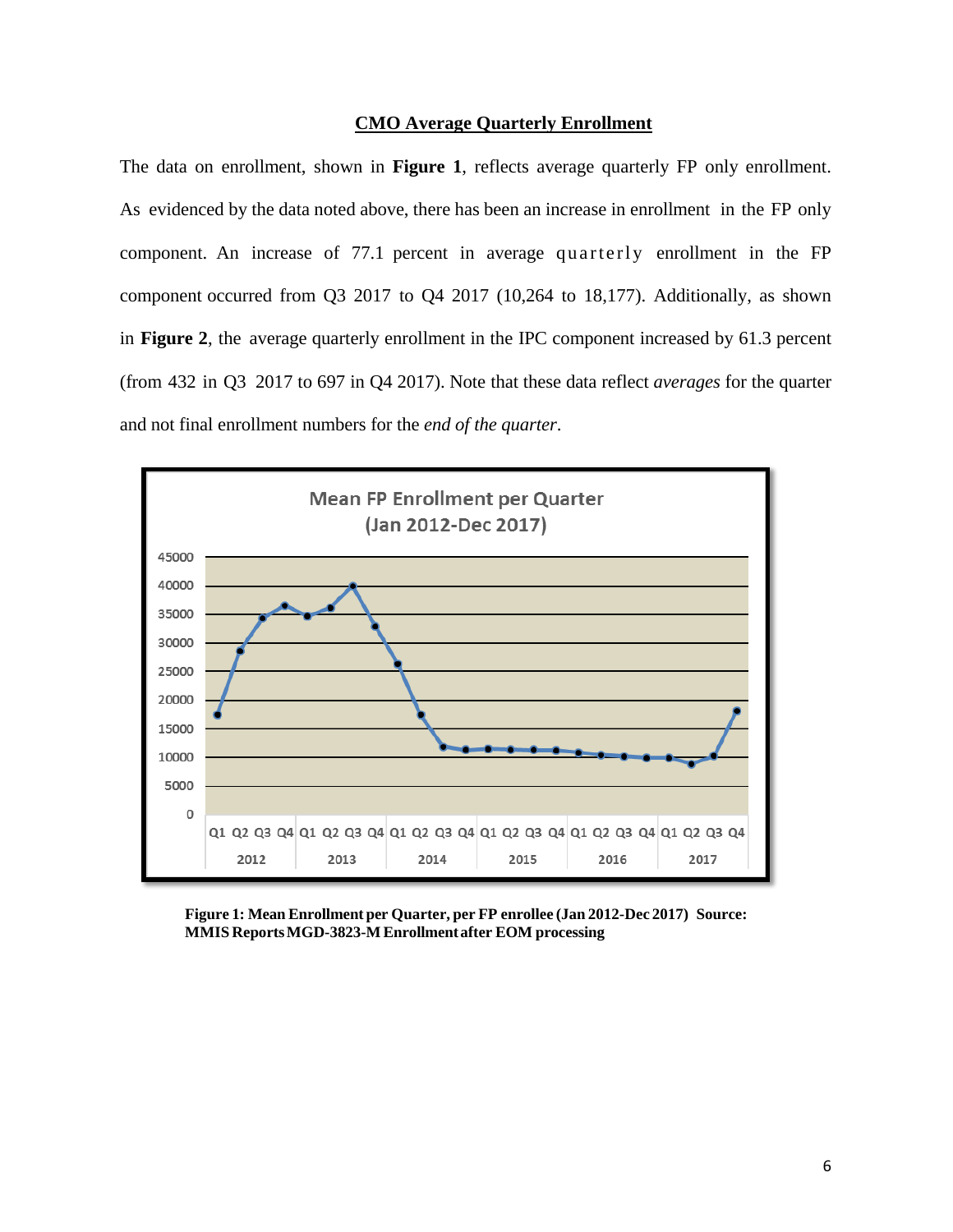## CMO Average Quarterly Enrollment

The data on enrollment, shown in **Figure 1**, reflects average quarterly FP only enrollment. As evidenced by the data noted above, there has been an increase in enrollment in the FP only component. An increase of 77.1 percent in average quarterly enrollment in the FP component occurred from Q3 2017 to Q4 2017 (10,264 to 18,177). Additionally, as shown in **Figure 2**, the average quarterly enrollment in the IPC component increased by 61.3 percent (from 432 in Q3 2017 to 697 in Q4 2017). Note that these data reflect *averages* for the quarter and not final enrollment numbers for the *end of the quarter*.

**Figure 1: Mean Enrollment per Quarter, per FP enrollee (Jan 2012-Dec 2017) Source: MMIS Reports MGD-3823-M Enrollment after EOM processing**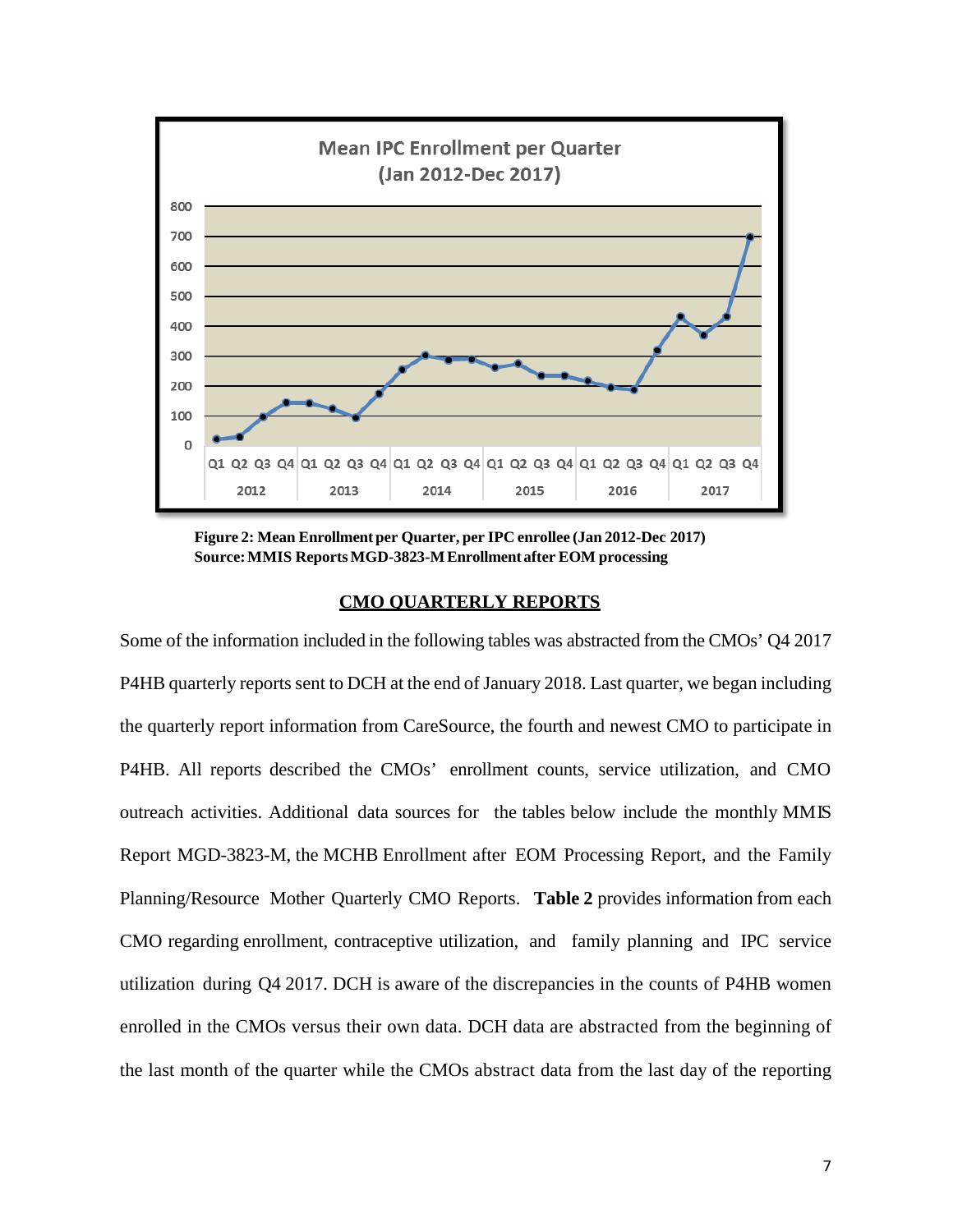Figure 2: Mean Enrollment per Quarter, per IPC enrollee (Jan 2012-Dec 2017)
Source: MMIS Reports MGD-3823-M Enrollment after EOM processing

## CMO QUARTERLY REPORTS

Some of the information included in the following tables was abstracted from the CMOs' Q4 2017 P4HB quarterly reports sent to DCH at the end of January 2018. Last quarter, we began including the quarterly report information from CareSource, the fourth and newest CMO to participate in P4HB. All reports described the CMOs' enrollment counts, service utilization, and CMO outreach activities. Additional data sources for the tables below include the monthly MMIS Report MGD-3823-M, the MCHB Enrollment after EOM Processing Report, and the Family Planning/Resource Mother Quarterly CMO Reports. **Table 2** provides information from each CMO regarding enrollment, contraceptive utilization, and family planning and IPC service utilization during Q4 2017. DCH is aware of the discrepancies in the counts of P4HB women enrolled in the CMOs versus their own data. DCH data are abstracted from the beginning of the last month of the quarter while the CMOs abstract data from the last day of the reporting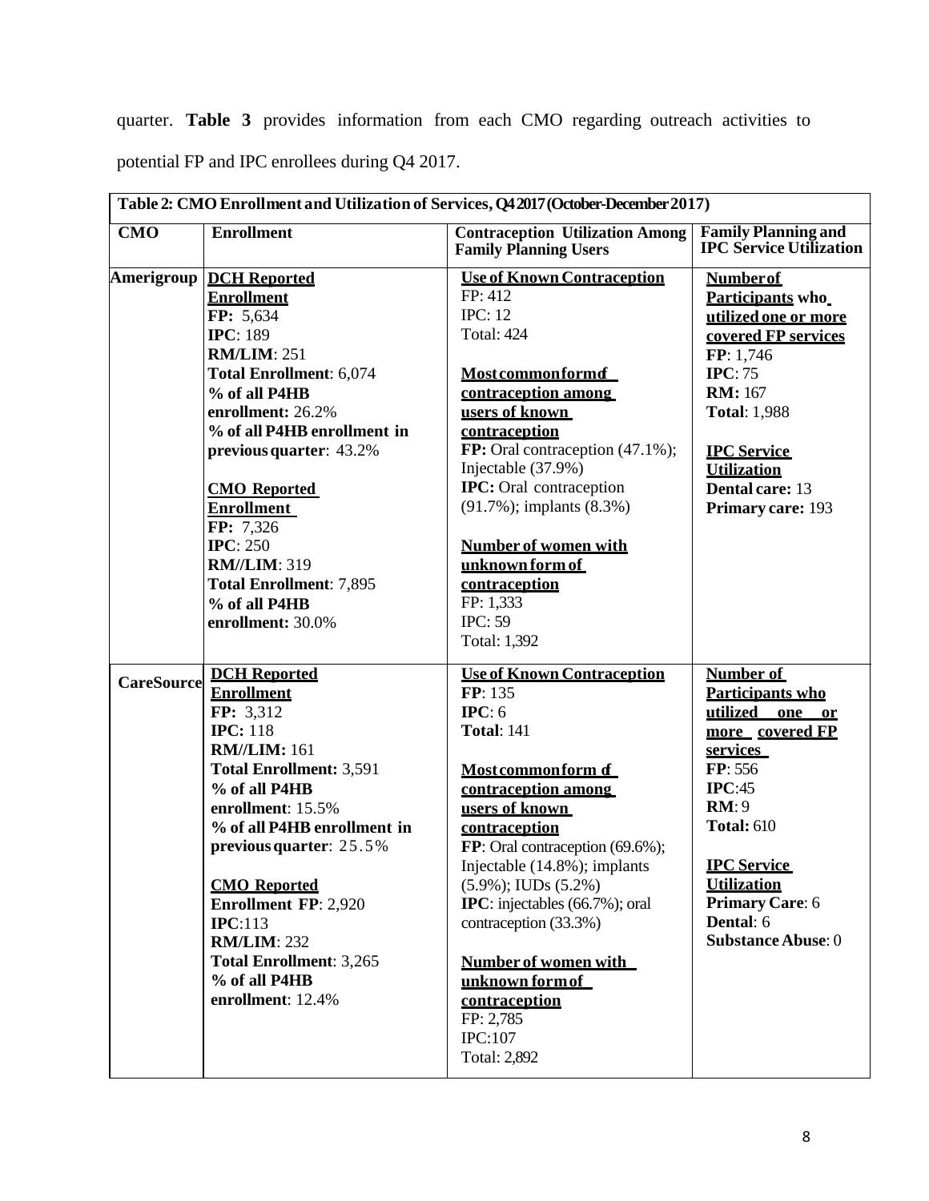quarter. **Table 3** provides information from each CMO regarding outreach activities to potential FP and IPC enrollees during Q4 2017.

| Table 2: CMO Enrollment and Utilization of Services, Q4 2017 (October-December 2017) | | | |
|---|---|---|---|
| **CMO** | **Enrollment** | **Contraception Utilization Among Family Planning Users** | **Family Planning and IPC Service Utilization** |
| **Amerigroup** | **DCH Reported Enrollment**<br>**FP:** 5,634<br>**IPC**: 189<br>**RM/LIM**: 251<br>**Total Enrollment**: 6,074<br>**% of all P4HB enrollment:** 26.2%<br>**% of all P4HB enrollment in previous quarter**: 43.2%<br><br>**CMO Reported Enrollment**<br>**FP:** 7,326<br>**IPC**: 250<br>**RM//LIM**: 319<br>**Total Enrollment**: 7,895<br>**% of all P4HB enrollment:** 30.0% | **Use of Known Contraception**<br>FP: 412<br>IPC: 12<br>Total: 424<br><br>**Most common form of contraception among users of known contraception**<br>**FP:** Oral contraception (47.1%); Injectable (37.9%)<br>**IPC:** Oral contraception (91.7%); implants (8.3%)<br><br>**Number of women with unknown form of contraception**<br>FP: 1,333<br>IPC: 59<br>Total: 1,392 | **Number of Participants who utilized one or more covered FP services**<br>**FP**: 1,746<br>**IPC**: 75<br>**RM:** 167<br>**Total**: 1,988<br><br>**IPC Service Utilization**<br>**Dental care:** 13<br>**Primary care:** 193 |
| **CareSource** | **DCH Reported Enrollment**<br>**FP:** 3,312<br>**IPC:** 118<br>**RM//LIM:** 161<br>**Total Enrollment:** 3,591<br>**% of all P4HB enrollment**: 15.5%<br>**% of all P4HB enrollment in previous quarter**: 25.5%<br><br>**CMO Reported Enrollment FP**: 2,920<br>**IPC**:113<br>**RM/LIM**: 232<br>**Total Enrollment**: 3,265<br>**% of all P4HB enrollment**: 12.4% | **Use of Known Contraception**<br>**FP**: 135<br>**IPC**: 6<br>**Total**: 141<br><br>**Most common form of contraception among users of known contraception**<br>**FP**: Oral contraception (69.6%); Injectable (14.8%); implants (5.9%); IUDs (5.2%)<br>**IPC**: injectables (66.7%); oral contraception (33.3%)<br><br>**Number of women with unknown form of contraception**<br>FP: 2,785<br>IPC:107<br>Total: 2,892 | **Number of Participants who utilized one or more covered FP services**<br>**FP**: 556<br>**IPC**:45<br>**RM**: 9<br>**Total:** 610<br><br>**IPC Service Utilization**<br>**Primary Care**: 6<br>**Dental**: 6<br>**Substance Abuse**: 0 |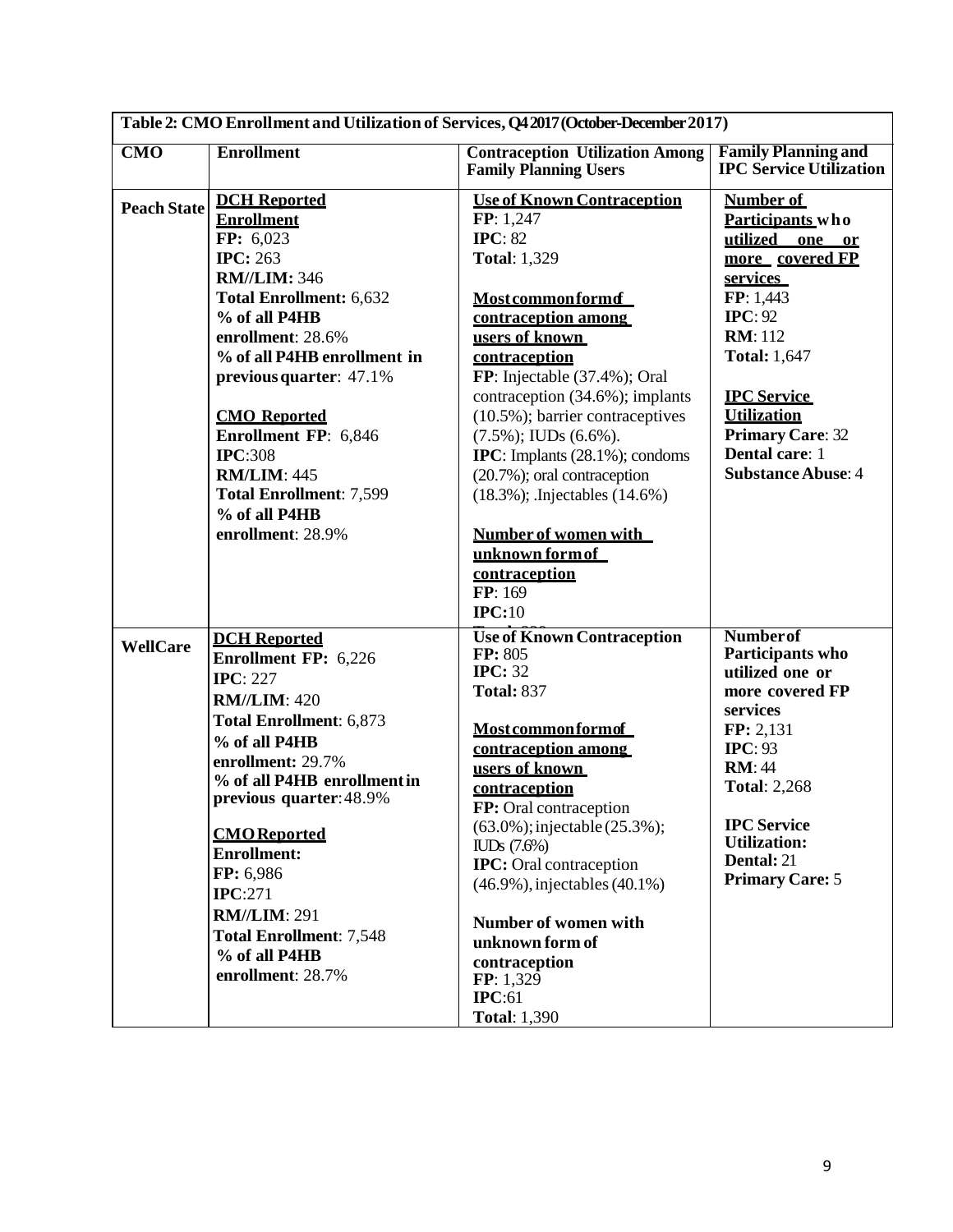| Table 2: CMO Enrollment and Utilization of Services, Q4 2017 (October-December 2017) | | | |
|---|---|---|---|
| **CMO** | **Enrollment** | **Contraception Utilization Among Family Planning Users** | **Family Planning and IPC Service Utilization** |
| **Peach State** | **DCH Reported Enrollment**<br>**FP:** 6,023<br>**IPC:** 263<br>**RM//LIM:** 346<br>**Total Enrollment:** 6,632<br>**% of all P4HB enrollment**: 28.6%<br>**% of all P4HB enrollment in previous quarter**: 47.1%<br><br>**CMO Reported**<br>**Enrollment FP**: 6,846<br>**IPC**:308<br>**RM/LIM**: 445<br>**Total Enrollment**: 7,599<br>**% of all P4HB enrollment**: 28.9% | **Use of Known Contraception**<br>**FP**: 1,247<br>**IPC**: 82<br>**Total**: 1,329<br><br>**Most common form of contraception among users of known contraception**<br>**FP**: Injectable (37.4%); Oral contraception (34.6%); implants (10.5%); barrier contraceptives (7.5%); IUDs (6.6%).<br>**IPC**: Implants (28.1%); condoms (20.7%); oral contraception (18.3%); .Injectables (14.6%)<br><br>**Number of women with unknown form of contraception**<br>**FP**: 169<br>**IPC**:10 | **Number of Participants who utilized one or more covered FP services**<br>**FP**: 1,443<br>**IPC**: 92<br>**RM**: 112<br>**Total:** 1,647<br><br>**IPC Service Utilization**<br>**Primary Care**: 32<br>**Dental care**: 1<br>**Substance Abuse**: 4 |
| **WellCare** | **DCH Reported**<br>**Enrollment FP:** 6,226<br>**IPC**: 227<br>**RM//LIM**: 420<br>**Total Enrollment**: 6,873<br>**% of all P4HB enrollment:** 29.7%<br>**% of all P4HB enrollment in previous quarter**: 48.9%<br><br>**CMO Reported**<br>**Enrollment:**<br>**FP:** 6,986<br>**IPC**:271<br>**RM//LIM**: 291<br>**Total Enrollment**: 7,548<br>**% of all P4HB enrollment**: 28.7% | **Use of Known Contraception**<br>**FP:** 805<br>**IPC:** 32<br>**Total:** 837<br><br>**Most common form of contraception among users of known contraception**<br>**FP:** Oral contraception (63.0%); injectable (25.3%); IUDs (7.6%)<br>**IPC:** Oral contraception (46.9%), injectables (40.1%)<br><br>**Number of women with unknown form of contraception**<br>**FP**: 1,329<br>**IPC**:61<br>**Total**: 1,390 | **Number of Participants who utilized one or more covered FP services**<br>**FP:** 2,131<br>**IPC**: 93<br>**RM**: 44<br>**Total**: 2,268<br><br>**IPC Service Utilization:**<br>**Dental:** 21<br>**Primary Care:** 5 |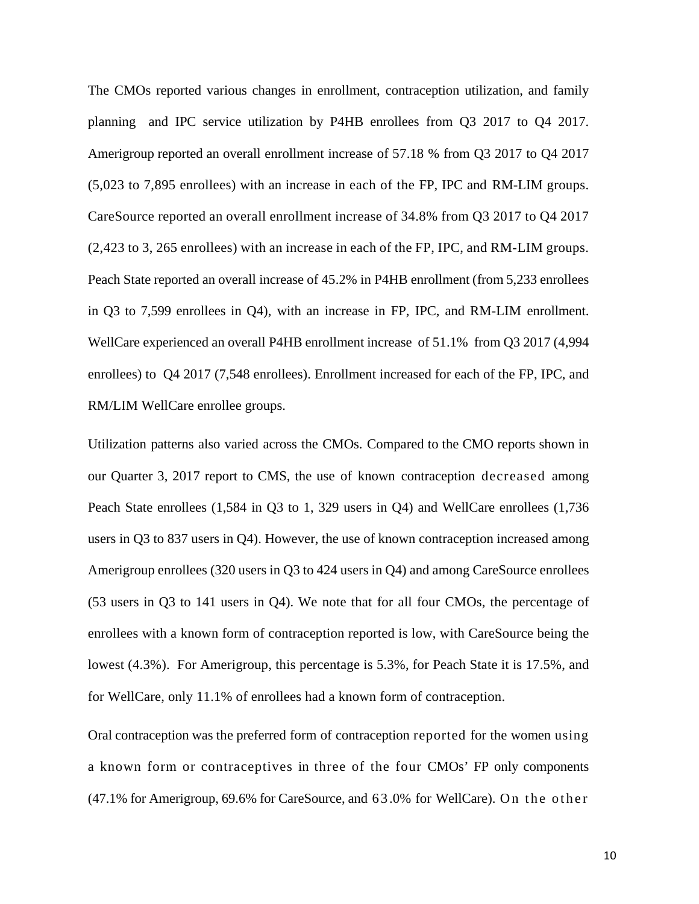The CMOs reported various changes in enrollment, contraception utilization, and family planning and IPC service utilization by P4HB enrollees from Q3 2017 to Q4 2017. Amerigroup reported an overall enrollment increase of 57.18 % from Q3 2017 to Q4 2017 (5,023 to 7,895 enrollees) with an increase in each of the FP, IPC and RM-LIM groups. CareSource reported an overall enrollment increase of 34.8% from Q3 2017 to Q4 2017 (2,423 to 3, 265 enrollees) with an increase in each of the FP, IPC, and RM-LIM groups. Peach State reported an overall increase of 45.2% in P4HB enrollment (from 5,233 enrollees in Q3 to 7,599 enrollees in Q4), with an increase in FP, IPC, and RM-LIM enrollment. WellCare experienced an overall P4HB enrollment increase of 51.1% from Q3 2017 (4,994 enrollees) to Q4 2017 (7,548 enrollees). Enrollment increased for each of the FP, IPC, and RM/LIM WellCare enrollee groups.

Utilization patterns also varied across the CMOs. Compared to the CMO reports shown in our Quarter 3, 2017 report to CMS, the use of known contraception decreased among Peach State enrollees (1,584 in Q3 to 1, 329 users in Q4) and WellCare enrollees (1,736 users in Q3 to 837 users in Q4). However, the use of known contraception increased among Amerigroup enrollees (320 users in Q3 to 424 users in Q4) and among CareSource enrollees (53 users in Q3 to 141 users in Q4). We note that for all four CMOs, the percentage of enrollees with a known form of contraception reported is low, with CareSource being the lowest (4.3%). For Amerigroup, this percentage is 5.3%, for Peach State it is 17.5%, and for WellCare, only 11.1% of enrollees had a known form of contraception.

Oral contraception was the preferred form of contraception reported for the women using a known form or contraceptives in three of the four CMOs' FP only components (47.1% for Amerigroup, 69.6% for CareSource, and 63.0% for WellCare). On the other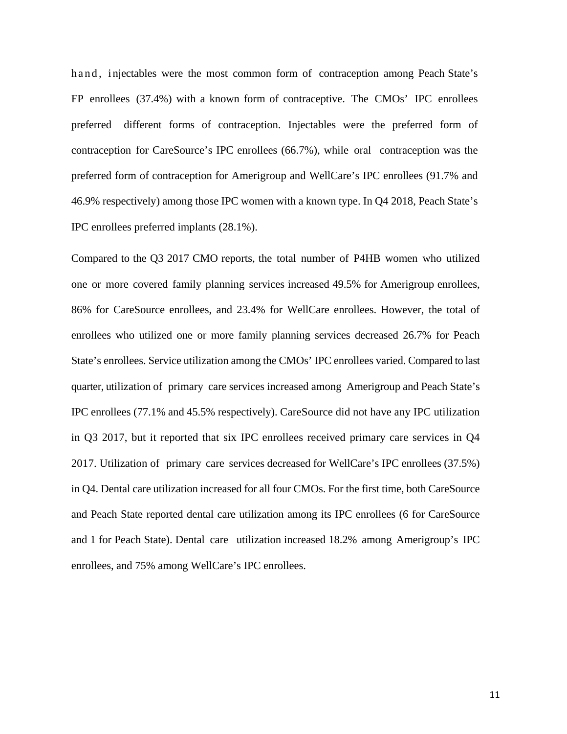hand, injectables were the most common form of contraception among Peach State's FP enrollees (37.4%) with a known form of contraceptive. The CMOs' IPC enrollees preferred different forms of contraception. Injectables were the preferred form of contraception for CareSource's IPC enrollees (66.7%), while oral contraception was the preferred form of contraception for Amerigroup and WellCare's IPC enrollees (91.7% and 46.9% respectively) among those IPC women with a known type. In Q4 2018, Peach State's IPC enrollees preferred implants (28.1%).

Compared to the Q3 2017 CMO reports, the total number of P4HB women who utilized one or more covered family planning services increased 49.5% for Amerigroup enrollees, 86% for CareSource enrollees, and 23.4% for WellCare enrollees. However, the total of enrollees who utilized one or more family planning services decreased 26.7% for Peach State's enrollees. Service utilization among the CMOs' IPC enrollees varied. Compared to last quarter, utilization of primary care services increased among Amerigroup and Peach State's IPC enrollees (77.1% and 45.5% respectively). CareSource did not have any IPC utilization in Q3 2017, but it reported that six IPC enrollees received primary care services in Q4 2017. Utilization of primary care services decreased for WellCare's IPC enrollees (37.5%) in Q4. Dental care utilization increased for all four CMOs. For the first time, both CareSource and Peach State reported dental care utilization among its IPC enrollees (6 for CareSource and 1 for Peach State). Dental care utilization increased 18.2% among Amerigroup's IPC enrollees, and 75% among WellCare's IPC enrollees.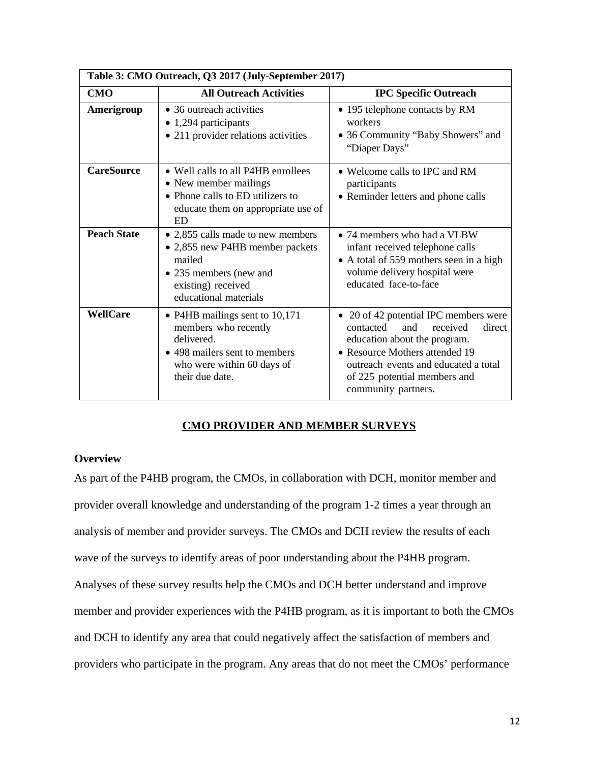| Table 3: CMO Outreach, Q3 2017 (July-September 2017) | | |
|---|---|---|
| **CMO** | **All Outreach Activities** | **IPC Specific Outreach** |
| **Amerigroup** | • 36 outreach activities<br>• 1,294 participants<br>• 211 provider relations activities | • 195 telephone contacts by RM workers<br>• 36 Community "Baby Showers" and "Diaper Days" |
| **CareSource** | • Well calls to all P4HB enrollees<br>• New member mailings<br>• Phone calls to ED utilizers to educate them on appropriate use of ED | • Welcome calls to IPC and RM participants<br>• Reminder letters and phone calls |
| **Peach State** | • 2,855 calls made to new members<br>• 2,855 new P4HB member packets mailed<br>• 235 members (new and existing) received educational materials | • 74 members who had a VLBW infant received telephone calls<br>• A total of 559 mothers seen in a high volume delivery hospital were educated face-to-face |
| **WellCare** | • P4HB mailings sent to 10,171 members who recently delivered.<br>• 498 mailers sent to members who were within 60 days of their due date. | • 20 of 42 potential IPC members were contacted and received direct education about the program.<br>• Resource Mothers attended 19 outreach events and educated a total of 225 potential members and community partners. |

## CMO PROVIDER AND MEMBER SURVEYS

### Overview

As part of the P4HB program, the CMOs, in collaboration with DCH, monitor member and provider overall knowledge and understanding of the program 1-2 times a year through an analysis of member and provider surveys. The CMOs and DCH review the results of each wave of the surveys to identify areas of poor understanding about the P4HB program. Analyses of these survey results help the CMOs and DCH better understand and improve member and provider experiences with the P4HB program, as it is important to both the CMOs and DCH to identify any area that could negatively affect the satisfaction of members and providers who participate in the program. Any areas that do not meet the CMOs' performance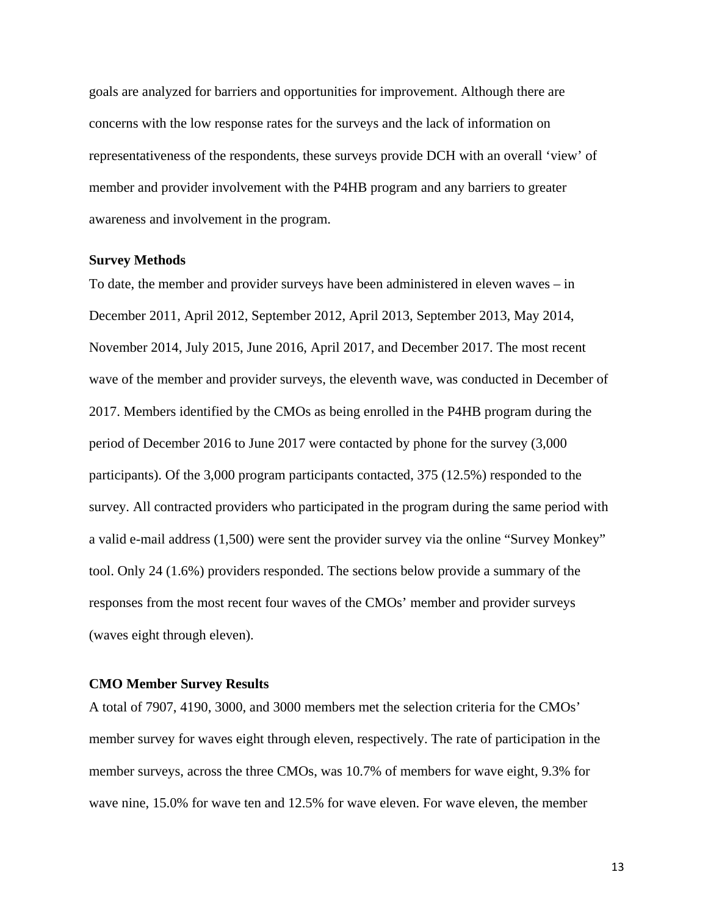goals are analyzed for barriers and opportunities for improvement. Although there are concerns with the low response rates for the surveys and the lack of information on representativeness of the respondents, these surveys provide DCH with an overall 'view' of member and provider involvement with the P4HB program and any barriers to greater awareness and involvement in the program.

**Survey Methods**

To date, the member and provider surveys have been administered in eleven waves – in December 2011, April 2012, September 2012, April 2013, September 2013, May 2014, November 2014, July 2015, June 2016, April 2017, and December 2017. The most recent wave of the member and provider surveys, the eleventh wave, was conducted in December of 2017. Members identified by the CMOs as being enrolled in the P4HB program during the period of December 2016 to June 2017 were contacted by phone for the survey (3,000 participants). Of the 3,000 program participants contacted, 375 (12.5%) responded to the survey. All contracted providers who participated in the program during the same period with a valid e-mail address (1,500) were sent the provider survey via the online "Survey Monkey" tool. Only 24 (1.6%) providers responded. The sections below provide a summary of the responses from the most recent four waves of the CMOs' member and provider surveys (waves eight through eleven).

**CMO Member Survey Results**

A total of 7907, 4190, 3000, and 3000 members met the selection criteria for the CMOs' member survey for waves eight through eleven, respectively. The rate of participation in the member surveys, across the three CMOs, was 10.7% of members for wave eight, 9.3% for wave nine, 15.0% for wave ten and 12.5% for wave eleven. For wave eleven, the member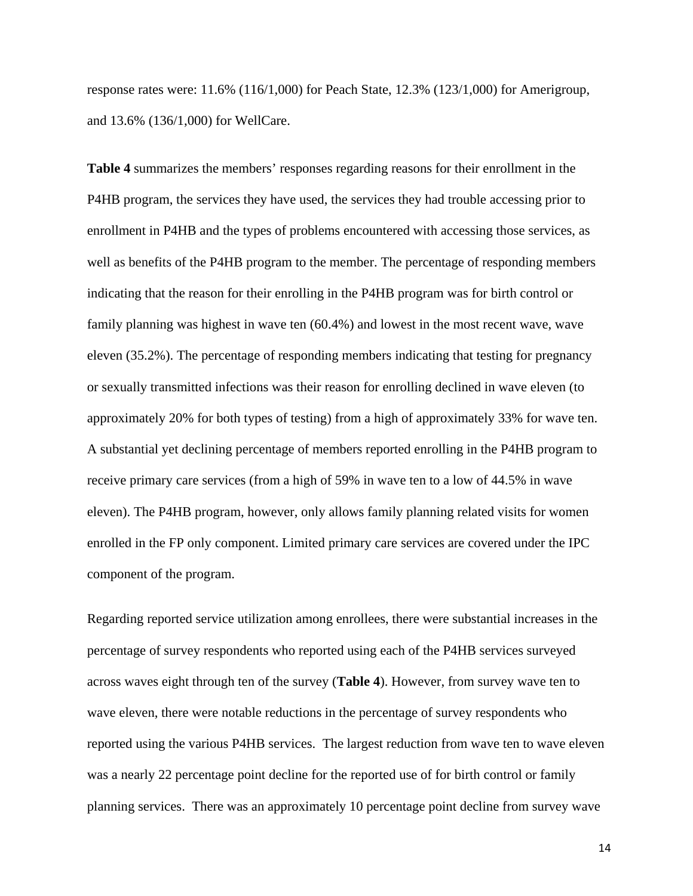response rates were: 11.6% (116/1,000) for Peach State, 12.3% (123/1,000) for Amerigroup, and 13.6% (136/1,000) for WellCare.

**Table 4** summarizes the members' responses regarding reasons for their enrollment in the P4HB program, the services they have used, the services they had trouble accessing prior to enrollment in P4HB and the types of problems encountered with accessing those services, as well as benefits of the P4HB program to the member. The percentage of responding members indicating that the reason for their enrolling in the P4HB program was for birth control or family planning was highest in wave ten (60.4%) and lowest in the most recent wave, wave eleven (35.2%). The percentage of responding members indicating that testing for pregnancy or sexually transmitted infections was their reason for enrolling declined in wave eleven (to approximately 20% for both types of testing) from a high of approximately 33% for wave ten. A substantial yet declining percentage of members reported enrolling in the P4HB program to receive primary care services (from a high of 59% in wave ten to a low of 44.5% in wave eleven). The P4HB program, however, only allows family planning related visits for women enrolled in the FP only component. Limited primary care services are covered under the IPC component of the program.

Regarding reported service utilization among enrollees, there were substantial increases in the percentage of survey respondents who reported using each of the P4HB services surveyed across waves eight through ten of the survey (**Table 4**). However, from survey wave ten to wave eleven, there were notable reductions in the percentage of survey respondents who reported using the various P4HB services. The largest reduction from wave ten to wave eleven was a nearly 22 percentage point decline for the reported use of for birth control or family planning services. There was an approximately 10 percentage point decline from survey wave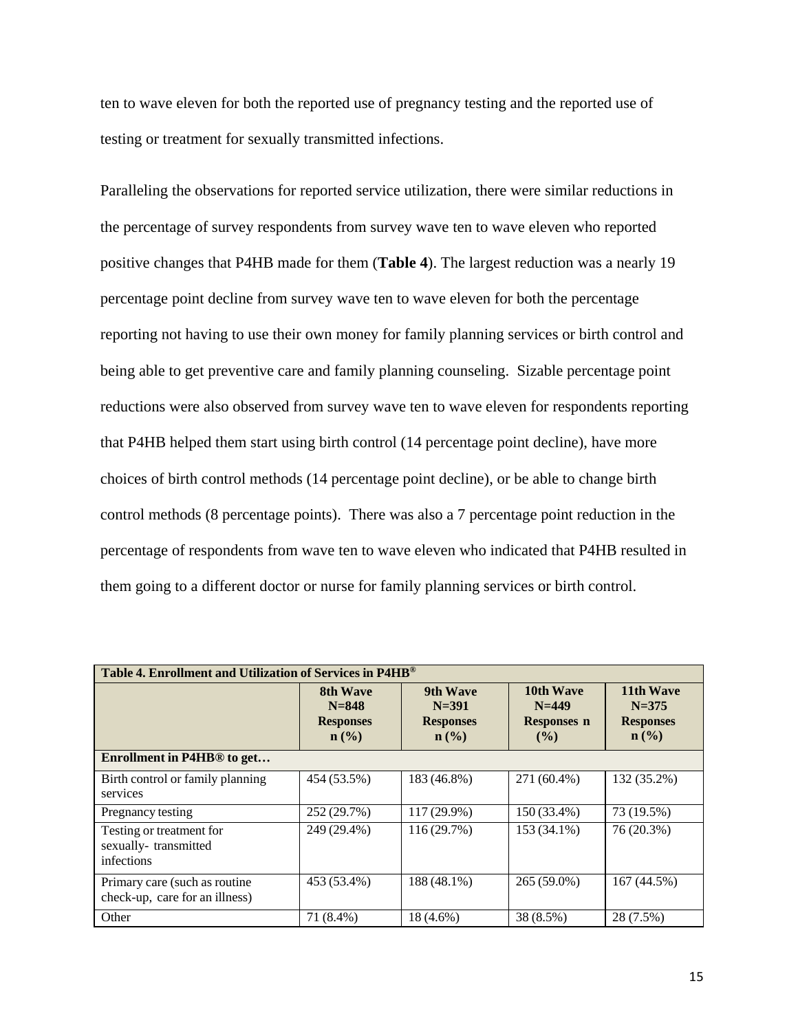ten to wave eleven for both the reported use of pregnancy testing and the reported use of testing or treatment for sexually transmitted infections.

Paralleling the observations for reported service utilization, there were similar reductions in the percentage of survey respondents from survey wave ten to wave eleven who reported positive changes that P4HB made for them (**Table 4**). The largest reduction was a nearly 19 percentage point decline from survey wave ten to wave eleven for both the percentage reporting not having to use their own money for family planning services or birth control and being able to get preventive care and family planning counseling. Sizable percentage point reductions were also observed from survey wave ten to wave eleven for respondents reporting that P4HB helped them start using birth control (14 percentage point decline), have more choices of birth control methods (14 percentage point decline), or be able to change birth control methods (8 percentage points). There was also a 7 percentage point reduction in the percentage of respondents from wave ten to wave eleven who indicated that P4HB resulted in them going to a different doctor or nurse for family planning services or birth control.

| **Table 4. Enrollment and Utilization of Services in P4HB®** | | | | |
|---|---|---|---|---|
| | **8th Wave N=848 Responses n (%)** | **9th Wave N=391 Responses n (%)** | **10th Wave N=449 Responses n (%)** | **11th Wave N=375 Responses n (%)** |
| **Enrollment in P4HB® to get…** | | | | |
| Birth control or family planning services | 454 (53.5%) | 183 (46.8%) | 271 (60.4%) | 132 (35.2%) |
| Pregnancy testing | 252 (29.7%) | 117 (29.9%) | 150 (33.4%) | 73 (19.5%) |
| Testing or treatment for sexually- transmitted infections | 249 (29.4%) | 116 (29.7%) | 153 (34.1%) | 76 (20.3%) |
| Primary care (such as routine check-up, care for an illness) | 453 (53.4%) | 188 (48.1%) | 265 (59.0%) | 167 (44.5%) |
| Other | 71 (8.4%) | 18 (4.6%) | 38 (8.5%) | 28 (7.5%) |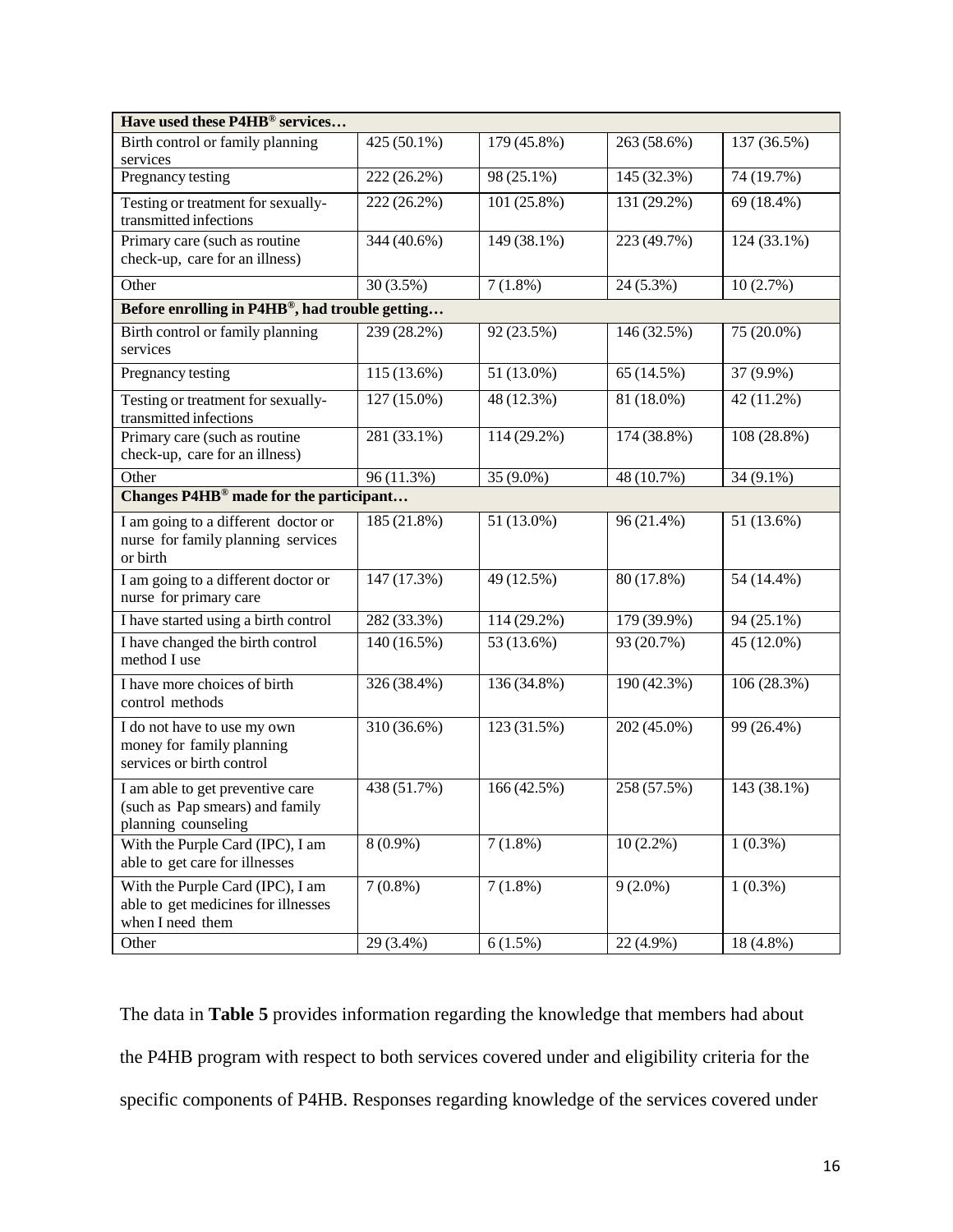| | | | | |
|---|---|---|---|---|
| **Have used these P4HB® services…** | | | | |
| Birth control or family planning services | 425 (50.1%) | 179 (45.8%) | 263 (58.6%) | 137 (36.5%) |
| Pregnancy testing | 222 (26.2%) | 98 (25.1%) | 145 (32.3%) | 74 (19.7%) |
| Testing or treatment for sexually-transmitted infections | 222 (26.2%) | 101 (25.8%) | 131 (29.2%) | 69 (18.4%) |
| Primary care (such as routine check-up, care for an illness) | 344 (40.6%) | 149 (38.1%) | 223 (49.7%) | 124 (33.1%) |
| Other | 30 (3.5%) | 7 (1.8%) | 24 (5.3%) | 10 (2.7%) |
| **Before enrolling in P4HB®, had trouble getting…** | | | | |
| Birth control or family planning services | 239 (28.2%) | 92 (23.5%) | 146 (32.5%) | 75 (20.0%) |
| Pregnancy testing | 115 (13.6%) | 51 (13.0%) | 65 (14.5%) | 37 (9.9%) |
| Testing or treatment for sexually-transmitted infections | 127 (15.0%) | 48 (12.3%) | 81 (18.0%) | 42 (11.2%) |
| Primary care (such as routine check-up, care for an illness) | 281 (33.1%) | 114 (29.2%) | 174 (38.8%) | 108 (28.8%) |
| Other | 96 (11.3%) | 35 (9.0%) | 48 (10.7%) | 34 (9.1%) |
| **Changes P4HB® made for the participant…** | | | | |
| I am going to a different doctor or nurse for family planning services or birth | 185 (21.8%) | 51 (13.0%) | 96 (21.4%) | 51 (13.6%) |
| I am going to a different doctor or nurse for primary care | 147 (17.3%) | 49 (12.5%) | 80 (17.8%) | 54 (14.4%) |
| I have started using a birth control | 282 (33.3%) | 114 (29.2%) | 179 (39.9%) | 94 (25.1%) |
| I have changed the birth control method I use | 140 (16.5%) | 53 (13.6%) | 93 (20.7%) | 45 (12.0%) |
| I have more choices of birth control methods | 326 (38.4%) | 136 (34.8%) | 190 (42.3%) | 106 (28.3%) |
| I do not have to use my own money for family planning services or birth control | 310 (36.6%) | 123 (31.5%) | 202 (45.0%) | 99 (26.4%) |
| I am able to get preventive care (such as Pap smears) and family planning counseling | 438 (51.7%) | 166 (42.5%) | 258 (57.5%) | 143 (38.1%) |
| With the Purple Card (IPC), I am able to get care for illnesses | 8 (0.9%) | 7 (1.8%) | 10 (2.2%) | 1 (0.3%) |
| With the Purple Card (IPC), I am able to get medicines for illnesses when I need them | 7 (0.8%) | 7 (1.8%) | 9 (2.0%) | 1 (0.3%) |
| Other | 29 (3.4%) | 6 (1.5%) | 22 (4.9%) | 18 (4.8%) |

The data in **Table 5** provides information regarding the knowledge that members had about the P4HB program with respect to both services covered under and eligibility criteria for the specific components of P4HB. Responses regarding knowledge of the services covered under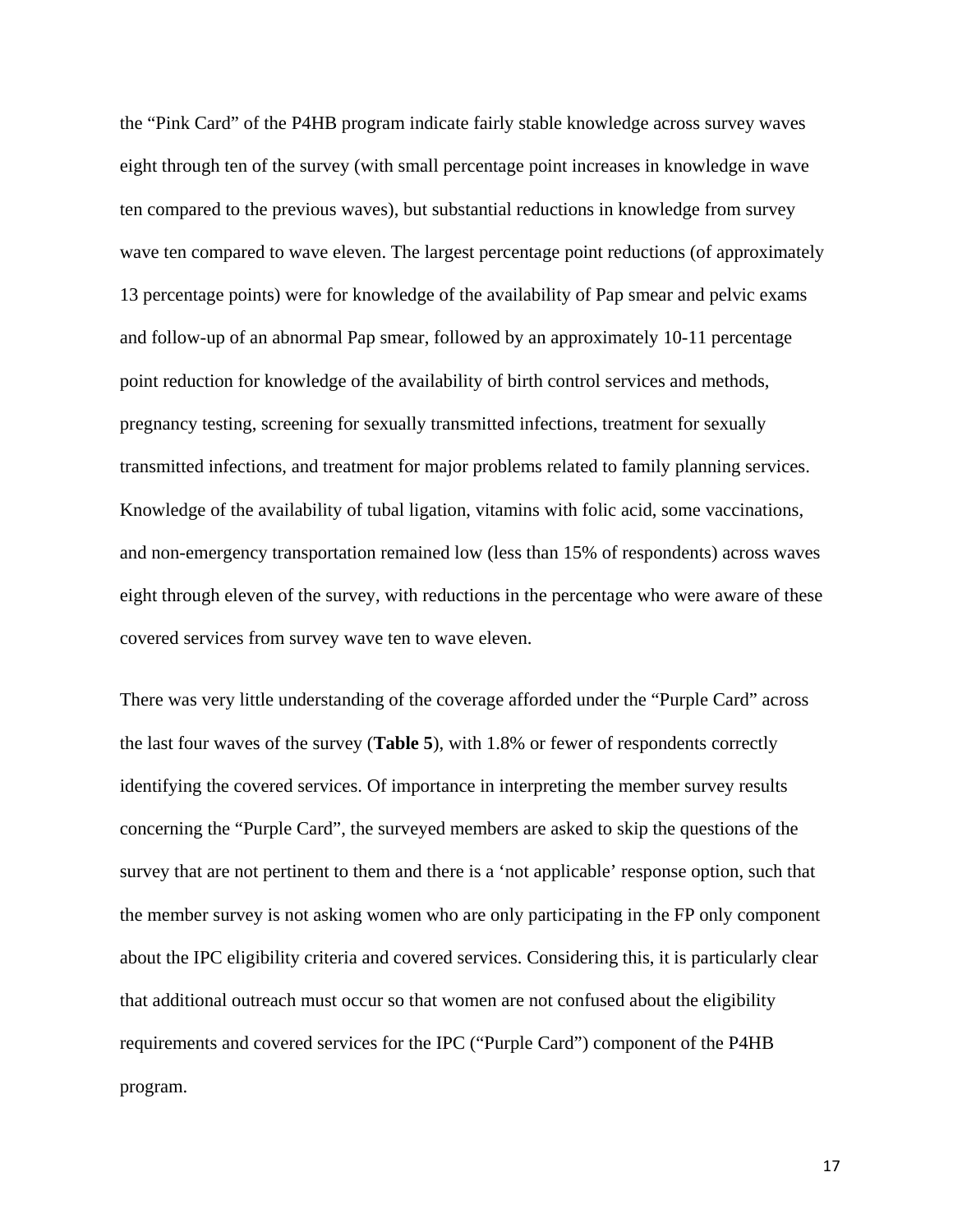the "Pink Card" of the P4HB program indicate fairly stable knowledge across survey waves eight through ten of the survey (with small percentage point increases in knowledge in wave ten compared to the previous waves), but substantial reductions in knowledge from survey wave ten compared to wave eleven. The largest percentage point reductions (of approximately 13 percentage points) were for knowledge of the availability of Pap smear and pelvic exams and follow-up of an abnormal Pap smear, followed by an approximately 10-11 percentage point reduction for knowledge of the availability of birth control services and methods, pregnancy testing, screening for sexually transmitted infections, treatment for sexually transmitted infections, and treatment for major problems related to family planning services. Knowledge of the availability of tubal ligation, vitamins with folic acid, some vaccinations, and non-emergency transportation remained low (less than 15% of respondents) across waves eight through eleven of the survey, with reductions in the percentage who were aware of these covered services from survey wave ten to wave eleven.

There was very little understanding of the coverage afforded under the "Purple Card" across the last four waves of the survey (**Table 5**), with 1.8% or fewer of respondents correctly identifying the covered services. Of importance in interpreting the member survey results concerning the "Purple Card", the surveyed members are asked to skip the questions of the survey that are not pertinent to them and there is a 'not applicable' response option, such that the member survey is not asking women who are only participating in the FP only component about the IPC eligibility criteria and covered services. Considering this, it is particularly clear that additional outreach must occur so that women are not confused about the eligibility requirements and covered services for the IPC ("Purple Card") component of the P4HB program.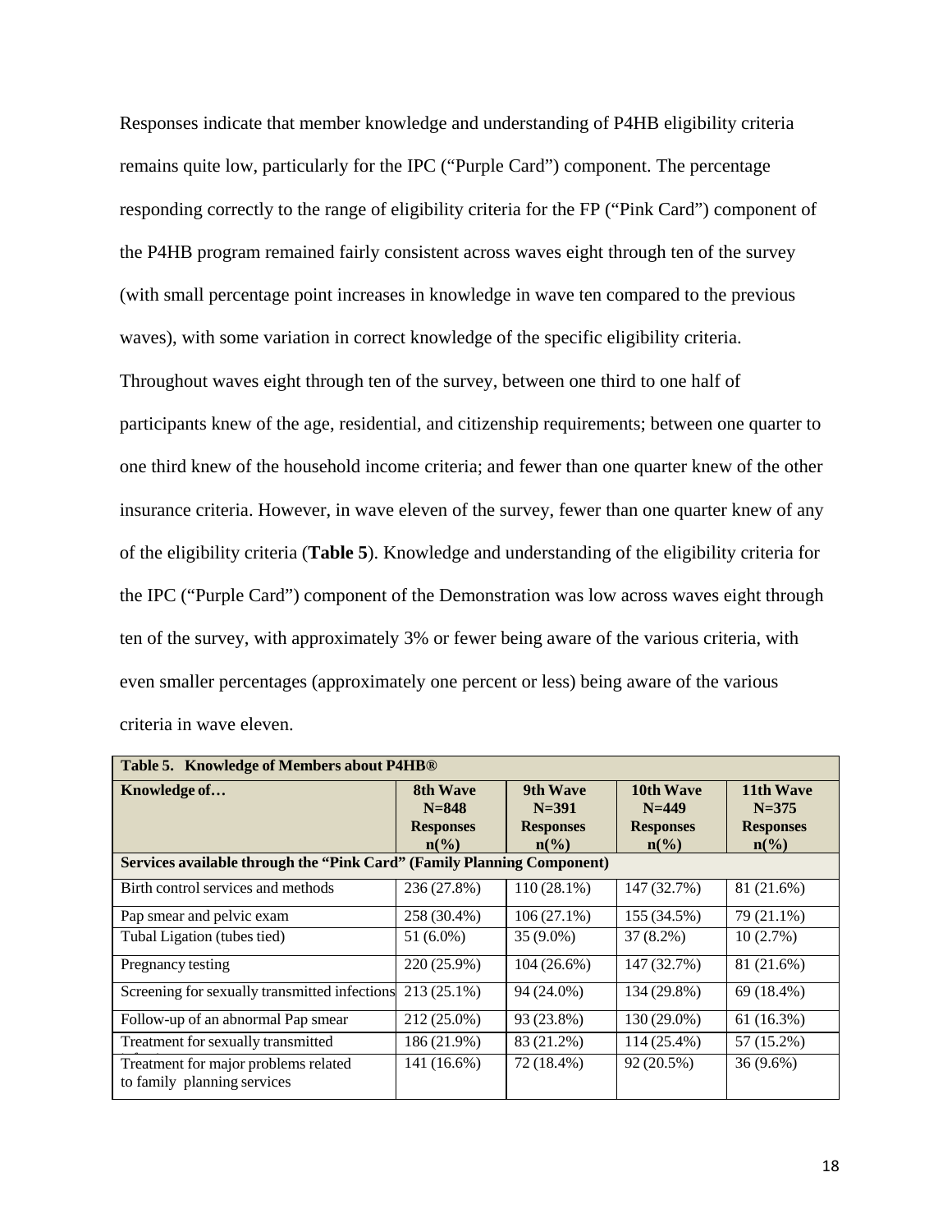Responses indicate that member knowledge and understanding of P4HB eligibility criteria remains quite low, particularly for the IPC ("Purple Card") component. The percentage responding correctly to the range of eligibility criteria for the FP ("Pink Card") component of the P4HB program remained fairly consistent across waves eight through ten of the survey (with small percentage point increases in knowledge in wave ten compared to the previous waves), with some variation in correct knowledge of the specific eligibility criteria. Throughout waves eight through ten of the survey, between one third to one half of participants knew of the age, residential, and citizenship requirements; between one quarter to one third knew of the household income criteria; and fewer than one quarter knew of the other insurance criteria. However, in wave eleven of the survey, fewer than one quarter knew of any of the eligibility criteria (**Table 5**). Knowledge and understanding of the eligibility criteria for the IPC ("Purple Card") component of the Demonstration was low across waves eight through ten of the survey, with approximately 3% or fewer being aware of the various criteria, with even smaller percentages (approximately one percent or less) being aware of the various criteria in wave eleven.

**Table 5. Knowledge of Members about P4HB®**

| Knowledge of… | 8th Wave N=848 Responses n(%) | 9th Wave N=391 Responses n(%) | 10th Wave N=449 Responses n(%) | 11th Wave N=375 Responses n(%) |
|---|---|---|---|---|
| **Services available through the "Pink Card" (Family Planning Component)** | | | | |
| Birth control services and methods | 236 (27.8%) | 110 (28.1%) | 147 (32.7%) | 81 (21.6%) |
| Pap smear and pelvic exam | 258 (30.4%) | 106 (27.1%) | 155 (34.5%) | 79 (21.1%) |
| Tubal Ligation (tubes tied) | 51 (6.0%) | 35 (9.0%) | 37 (8.2%) | 10 (2.7%) |
| Pregnancy testing | 220 (25.9%) | 104 (26.6%) | 147 (32.7%) | 81 (21.6%) |
| Screening for sexually transmitted infections | 213 (25.1%) | 94 (24.0%) | 134 (29.8%) | 69 (18.4%) |
| Follow-up of an abnormal Pap smear | 212 (25.0%) | 93 (23.8%) | 130 (29.0%) | 61 (16.3%) |
| Treatment for sexually transmitted infections | 186 (21.9%) | 83 (21.2%) | 114 (25.4%) | 57 (15.2%) |
| Treatment for major problems related to family planning services | 141 (16.6%) | 72 (18.4%) | 92 (20.5%) | 36 (9.6%) |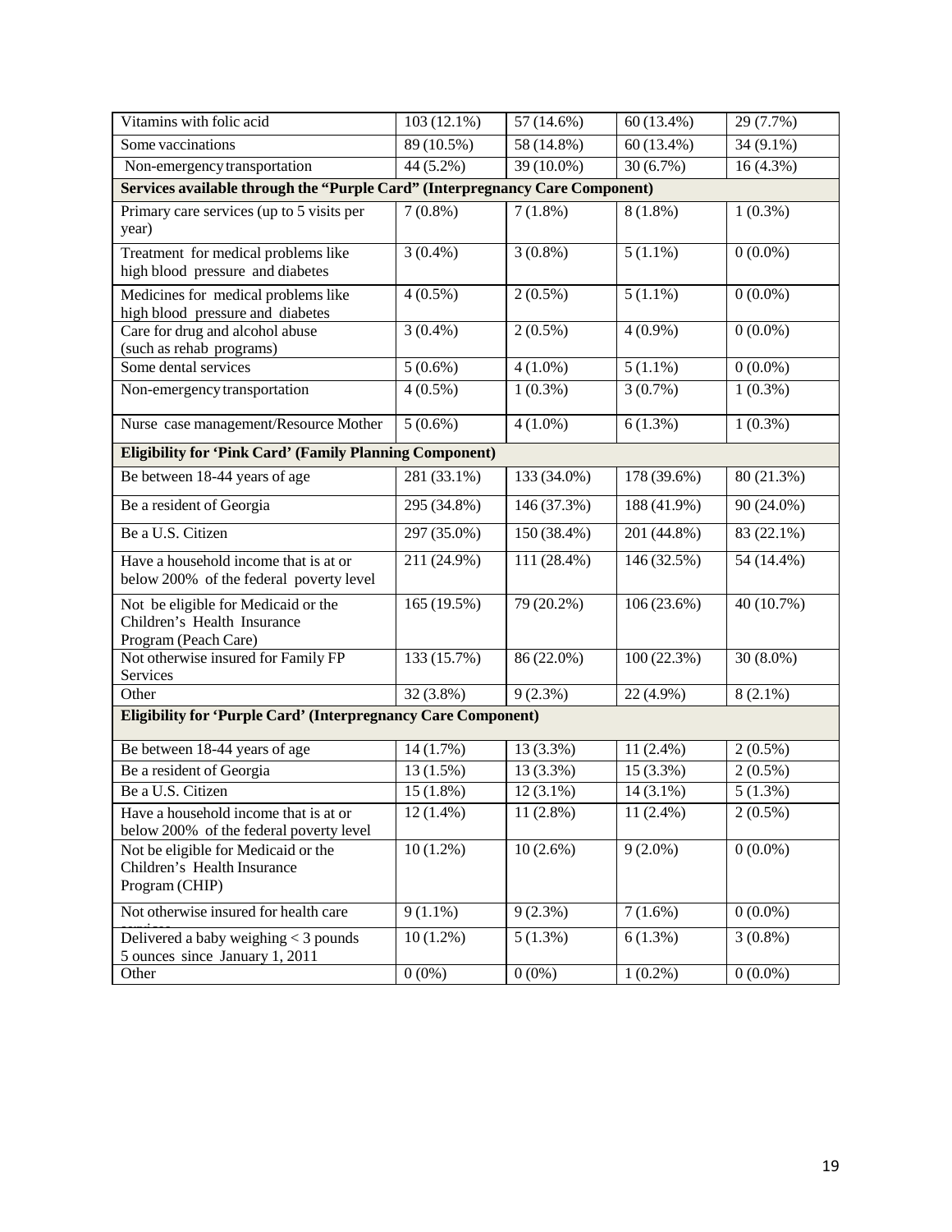| | | | | |
|---|---|---|---|---|
| Vitamins with folic acid | 103 (12.1%) | 57 (14.6%) | 60 (13.4%) | 29 (7.7%) |
| Some vaccinations | 89 (10.5%) | 58 (14.8%) | 60 (13.4%) | 34 (9.1%) |
| Non-emergency transportation | 44 (5.2%) | 39 (10.0%) | 30 (6.7%) | 16 (4.3%) |
| **Services available through the "Purple Card" (Interpregnancy Care Component)** | | | | |
| Primary care services (up to 5 visits per year) | 7 (0.8%) | 7 (1.8%) | 8 (1.8%) | 1 (0.3%) |
| Treatment for medical problems like high blood pressure and diabetes | 3 (0.4%) | 3 (0.8%) | 5 (1.1%) | 0 (0.0%) |
| Medicines for medical problems like high blood pressure and diabetes | 4 (0.5%) | 2 (0.5%) | 5 (1.1%) | 0 (0.0%) |
| Care for drug and alcohol abuse (such as rehab programs) | 3 (0.4%) | 2 (0.5%) | 4 (0.9%) | 0 (0.0%) |
| Some dental services | 5 (0.6%) | 4 (1.0%) | 5 (1.1%) | 0 (0.0%) |
| Non-emergency transportation | 4 (0.5%) | 1 (0.3%) | 3 (0.7%) | 1 (0.3%) |
| Nurse case management/Resource Mother | 5 (0.6%) | 4 (1.0%) | 6 (1.3%) | 1 (0.3%) |
| **Eligibility for 'Pink Card' (Family Planning Component)** | | | | |
| Be between 18-44 years of age | 281 (33.1%) | 133 (34.0%) | 178 (39.6%) | 80 (21.3%) |
| Be a resident of Georgia | 295 (34.8%) | 146 (37.3%) | 188 (41.9%) | 90 (24.0%) |
| Be a U.S. Citizen | 297 (35.0%) | 150 (38.4%) | 201 (44.8%) | 83 (22.1%) |
| Have a household income that is at or below 200% of the federal poverty level | 211 (24.9%) | 111 (28.4%) | 146 (32.5%) | 54 (14.4%) |
| Not be eligible for Medicaid or the Children's Health Insurance Program (Peach Care) | 165 (19.5%) | 79 (20.2%) | 106 (23.6%) | 40 (10.7%) |
| Not otherwise insured for Family FP Services | 133 (15.7%) | 86 (22.0%) | 100 (22.3%) | 30 (8.0%) |
| Other | 32 (3.8%) | 9 (2.3%) | 22 (4.9%) | 8 (2.1%) |
| **Eligibility for 'Purple Card' (Interpregnancy Care Component)** | | | | |
| Be between 18-44 years of age | 14 (1.7%) | 13 (3.3%) | 11 (2.4%) | 2 (0.5%) |
| Be a resident of Georgia | 13 (1.5%) | 13 (3.3%) | 15 (3.3%) | 2 (0.5%) |
| Be a U.S. Citizen | 15 (1.8%) | 12 (3.1%) | 14 (3.1%) | 5 (1.3%) |
| Have a household income that is at or below 200% of the federal poverty level | 12 (1.4%) | 11 (2.8%) | 11 (2.4%) | 2 (0.5%) |
| Not be eligible for Medicaid or the Children's Health Insurance Program (CHIP) | 10 (1.2%) | 10 (2.6%) | 9 (2.0%) | 0 (0.0%) |
| Not otherwise insured for health care services | 9 (1.1%) | 9 (2.3%) | 7 (1.6%) | 0 (0.0%) |
| Delivered a baby weighing < 3 pounds 5 ounces since January 1, 2011 | 10 (1.2%) | 5 (1.3%) | 6 (1.3%) | 3 (0.8%) |
| Other | 0 (0%) | 0 (0%) | 1 (0.2%) | 0 (0.0%) |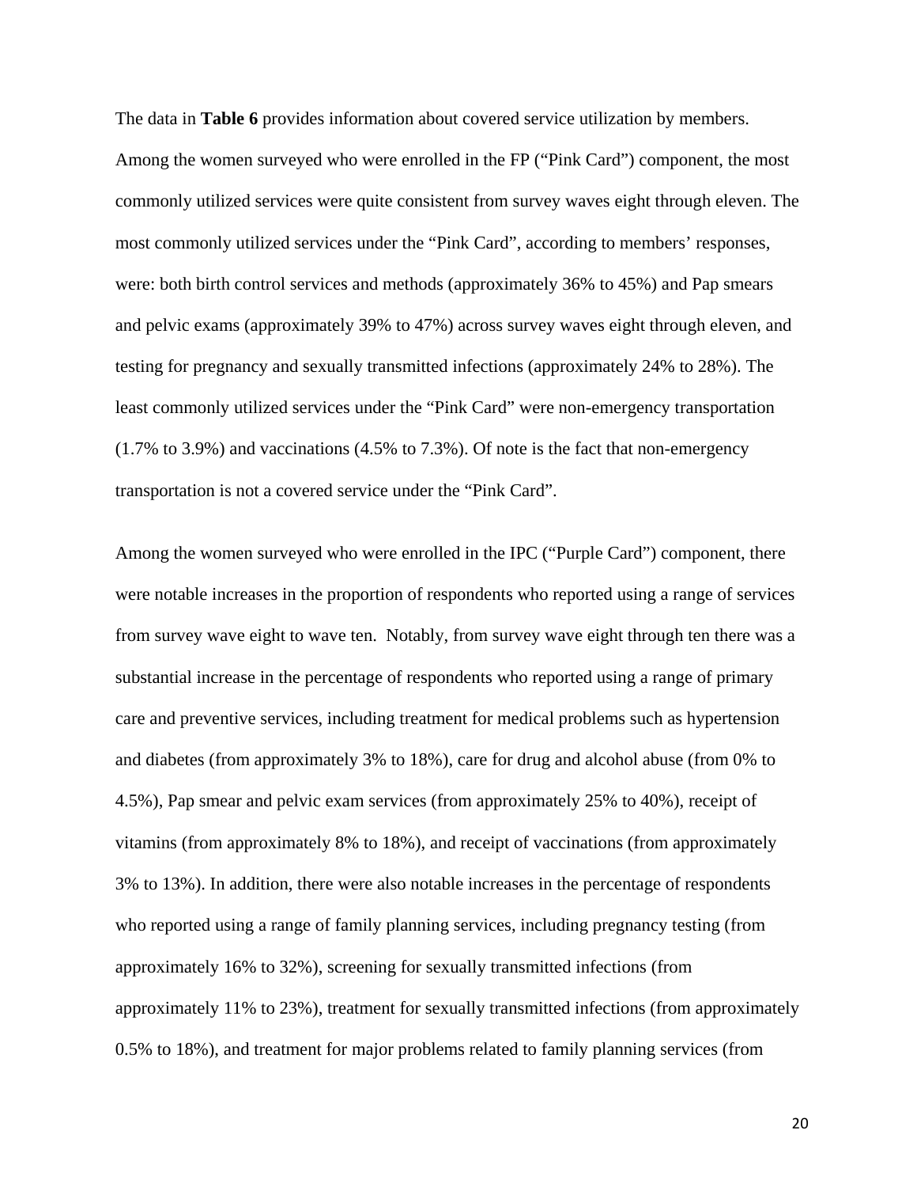The data in **Table 6** provides information about covered service utilization by members. Among the women surveyed who were enrolled in the FP ("Pink Card") component, the most commonly utilized services were quite consistent from survey waves eight through eleven. The most commonly utilized services under the "Pink Card", according to members' responses, were: both birth control services and methods (approximately 36% to 45%) and Pap smears and pelvic exams (approximately 39% to 47%) across survey waves eight through eleven, and testing for pregnancy and sexually transmitted infections (approximately 24% to 28%). The least commonly utilized services under the "Pink Card" were non-emergency transportation (1.7% to 3.9%) and vaccinations (4.5% to 7.3%). Of note is the fact that non-emergency transportation is not a covered service under the "Pink Card".

Among the women surveyed who were enrolled in the IPC ("Purple Card") component, there were notable increases in the proportion of respondents who reported using a range of services from survey wave eight to wave ten. Notably, from survey wave eight through ten there was a substantial increase in the percentage of respondents who reported using a range of primary care and preventive services, including treatment for medical problems such as hypertension and diabetes (from approximately 3% to 18%), care for drug and alcohol abuse (from 0% to 4.5%), Pap smear and pelvic exam services (from approximately 25% to 40%), receipt of vitamins (from approximately 8% to 18%), and receipt of vaccinations (from approximately 3% to 13%). In addition, there were also notable increases in the percentage of respondents who reported using a range of family planning services, including pregnancy testing (from approximately 16% to 32%), screening for sexually transmitted infections (from approximately 11% to 23%), treatment for sexually transmitted infections (from approximately 0.5% to 18%), and treatment for major problems related to family planning services (from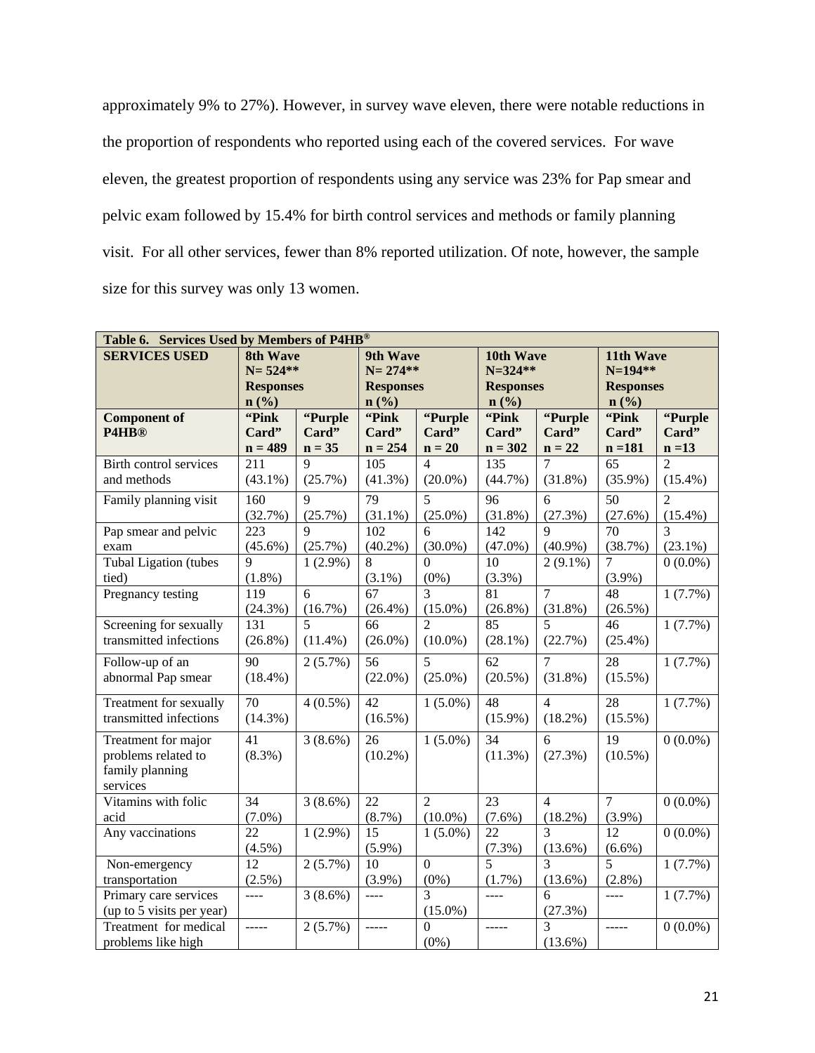approximately 9% to 27%). However, in survey wave eleven, there were notable reductions in the proportion of respondents who reported using each of the covered services. For wave eleven, the greatest proportion of respondents using any service was 23% for Pap smear and pelvic exam followed by 15.4% for birth control services and methods or family planning visit. For all other services, fewer than 8% reported utilization. Of note, however, the sample size for this survey was only 13 women.

| Table 6. Services Used by Members of P4HB® | | | | | | | | |
|---|---|---|---|---|---|---|---|---|
| **SERVICES USED** | **8th Wave N= 524** Responses n (%)** | | **9th Wave N= 274** Responses n (%)** | | **10th Wave N=324** Responses n (%)** | | **11th Wave N=194** Responses n (%)** | |
| **Component of P4HB®** | **"Pink Card" n = 489** | **"Purple Card" n = 35** | **"Pink Card" n = 254** | **"Purple Card" n = 20** | **"Pink Card" n = 302** | **"Purple Card" n = 22** | **"Pink Card" n =181** | **"Purple Card" n =13** |
| Birth control services and methods | 211 (43.1%) | 9 (25.7%) | 105 (41.3%) | 4 (20.0%) | 135 (44.7%) | 7 (31.8%) | 65 (35.9%) | 2 (15.4%) |
| Family planning visit | 160 (32.7%) | 9 (25.7%) | 79 (31.1%) | 5 (25.0%) | 96 (31.8%) | 6 (27.3%) | 50 (27.6%) | 2 (15.4%) |
| Pap smear and pelvic exam | 223 (45.6%) | 9 (25.7%) | 102 (40.2%) | 6 (30.0%) | 142 (47.0%) | 9 (40.9%) | 70 (38.7%) | 3 (23.1%) |
| Tubal Ligation (tubes tied) | 9 (1.8%) | 1 (2.9%) | 8 (3.1%) | 0 (0%) | 10 (3.3%) | 2 (9.1%) | 7 (3.9%) | 0 (0.0%) |
| Pregnancy testing | 119 (24.3%) | 6 (16.7%) | 67 (26.4%) | 3 (15.0%) | 81 (26.8%) | 7 (31.8%) | 48 (26.5%) | 1 (7.7%) |
| Screening for sexually transmitted infections | 131 (26.8%) | 5 (11.4%) | 66 (26.0%) | 2 (10.0%) | 85 (28.1%) | 5 (22.7%) | 46 (25.4%) | 1 (7.7%) |
| Follow-up of an abnormal Pap smear | 90 (18.4%) | 2 (5.7%) | 56 (22.0%) | 5 (25.0%) | 62 (20.5%) | 7 (31.8%) | 28 (15.5%) | 1 (7.7%) |
| Treatment for sexually transmitted infections | 70 (14.3%) | 4 (0.5%) | 42 (16.5%) | 1 (5.0%) | 48 (15.9%) | 4 (18.2%) | 28 (15.5%) | 1 (7.7%) |
| Treatment for major problems related to family planning services | 41 (8.3%) | 3 (8.6%) | 26 (10.2%) | 1 (5.0%) | 34 (11.3%) | 6 (27.3%) | 19 (10.5%) | 0 (0.0%) |
| Vitamins with folic acid | 34 (7.0%) | 3 (8.6%) | 22 (8.7%) | 2 (10.0%) | 23 (7.6%) | 4 (18.2%) | 7 (3.9%) | 0 (0.0%) |
| Any vaccinations | 22 (4.5%) | 1 (2.9%) | 15 (5.9%) | 1 (5.0%) | 22 (7.3%) | 3 (13.6%) | 12 (6.6%) | 0 (0.0%) |
| Non-emergency transportation | 12 (2.5%) | 2 (5.7%) | 10 (3.9%) | 0 (0%) | 5 (1.7%) | 3 (13.6%) | 5 (2.8%) | 1 (7.7%) |
| Primary care services (up to 5 visits per year) | ---- | 3 (8.6%) | ---- | 3 (15.0%) | ---- | 6 (27.3%) | ---- | 1 (7.7%) |
| Treatment for medical problems like high | ----- | 2 (5.7%) | ----- | 0 (0%) | ----- | 3 (13.6%) | ----- | 0 (0.0%) |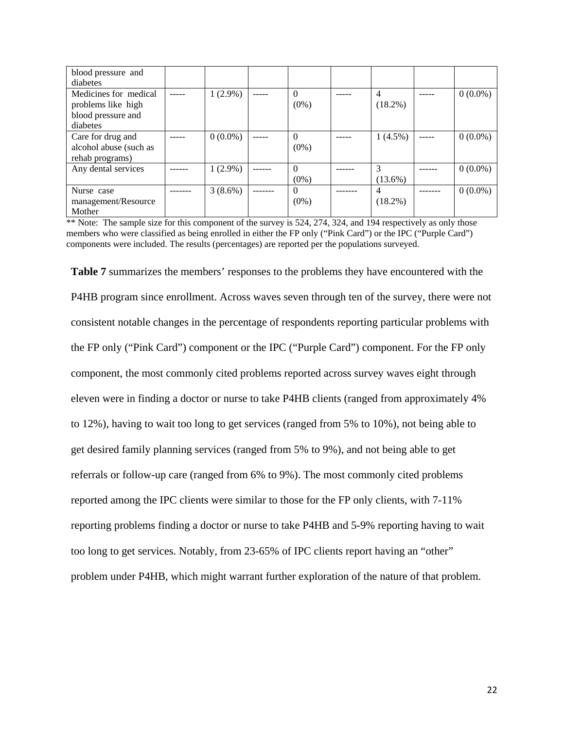| | | | | | | | | |
|---|---|---|---|---|---|---|---|---|
| blood pressure and diabetes | | | | | | | | |
| Medicines for medical problems like high blood pressure and diabetes | ----- | 1 (2.9%) | ----- | 0 (0%) | ----- | 4 (18.2%) | ----- | 0 (0.0%) |
| Care for drug and alcohol abuse (such as rehab programs) | ----- | 0 (0.0%) | ----- | 0 (0%) | ----- | 1 (4.5%) | ----- | 0 (0.0%) |
| Any dental services | ------ | 1 (2.9%) | ------ | 0 (0%) | ------ | 3 (13.6%) | ------ | 0 (0.0%) |
| Nurse case management/Resource Mother | ------- | 3 (8.6%) | ------- | 0 (0%) | ------- | 4 (18.2%) | ------- | 0 (0.0%) |

** Note: The sample size for this component of the survey is 524, 274, 324, and 194 respectively as only those members who were classified as being enrolled in either the FP only ("Pink Card") or the IPC ("Purple Card") components were included. The results (percentages) are reported per the populations surveyed.

**Table 7** summarizes the members' responses to the problems they have encountered with the P4HB program since enrollment. Across waves seven through ten of the survey, there were not consistent notable changes in the percentage of respondents reporting particular problems with the FP only ("Pink Card") component or the IPC ("Purple Card") component. For the FP only component, the most commonly cited problems reported across survey waves eight through eleven were in finding a doctor or nurse to take P4HB clients (ranged from approximately 4% to 12%), having to wait too long to get services (ranged from 5% to 10%), not being able to get desired family planning services (ranged from 5% to 9%), and not being able to get referrals or follow-up care (ranged from 6% to 9%). The most commonly cited problems reported among the IPC clients were similar to those for the FP only clients, with 7-11% reporting problems finding a doctor or nurse to take P4HB and 5-9% reporting having to wait too long to get services. Notably, from 23-65% of IPC clients report having an "other" problem under P4HB, which might warrant further exploration of the nature of that problem.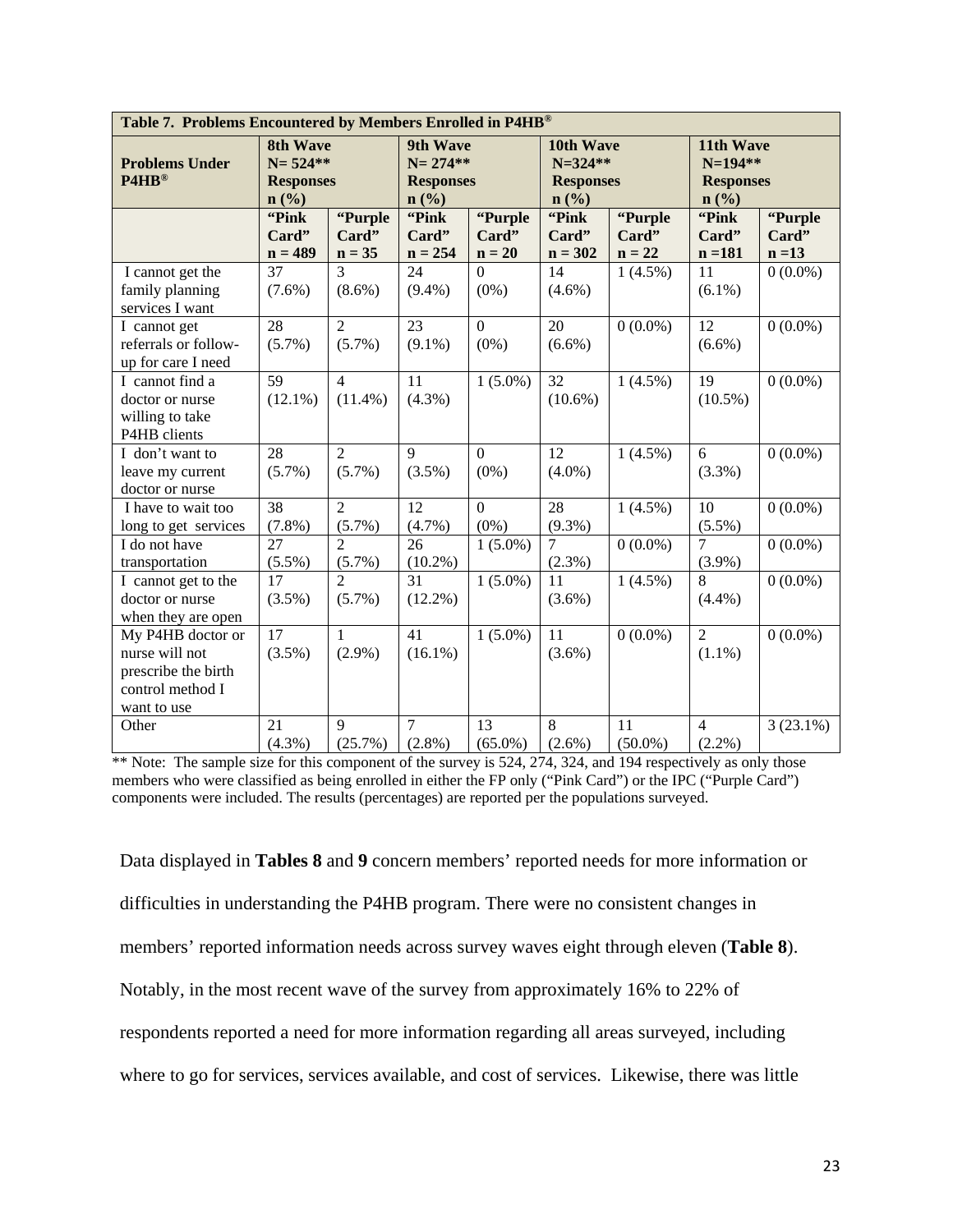| Table 7. Problems Encountered by Members Enrolled in P4HB® | | | | | | | | |
|---|---|---|---|---|---|---|---|---|
| **Problems Under P4HB®** | **8th Wave N= 524** Responses n (%)** | | **9th Wave N= 274** Responses n (%)** | | **10th Wave N=324** Responses n (%)** | | **11th Wave N=194** Responses n (%)** | |
| | **"Pink Card" n = 489** | **"Purple Card" n = 35** | **"Pink Card" n = 254** | **"Purple Card" n = 20** | **"Pink Card" n = 302** | **"Purple Card" n = 22** | **"Pink Card" n =181** | **"Purple Card" n =13** |
| I cannot get the family planning services I want | 37 (7.6%) | 3 (8.6%) | 24 (9.4%) | 0 (0%) | 14 (4.6%) | 1 (4.5%) | 11 (6.1%) | 0 (0.0%) |
| I cannot get referrals or follow-up for care I need | 28 (5.7%) | 2 (5.7%) | 23 (9.1%) | 0 (0%) | 20 (6.6%) | 0 (0.0%) | 12 (6.6%) | 0 (0.0%) |
| I cannot find a doctor or nurse willing to take P4HB clients | 59 (12.1%) | 4 (11.4%) | 11 (4.3%) | 1 (5.0%) | 32 (10.6%) | 1 (4.5%) | 19 (10.5%) | 0 (0.0%) |
| I don't want to leave my current doctor or nurse | 28 (5.7%) | 2 (5.7%) | 9 (3.5%) | 0 (0%) | 12 (4.0%) | 1 (4.5%) | 6 (3.3%) | 0 (0.0%) |
| I have to wait too long to get services | 38 (7.8%) | 2 (5.7%) | 12 (4.7%) | 0 (0%) | 28 (9.3%) | 1 (4.5%) | 10 (5.5%) | 0 (0.0%) |
| I do not have transportation | 27 (5.5%) | 2 (5.7%) | 26 (10.2%) | 1 (5.0%) | 7 (2.3%) | 0 (0.0%) | 7 (3.9%) | 0 (0.0%) |
| I cannot get to the doctor or nurse when they are open | 17 (3.5%) | 2 (5.7%) | 31 (12.2%) | 1 (5.0%) | 11 (3.6%) | 1 (4.5%) | 8 (4.4%) | 0 (0.0%) |
| My P4HB doctor or nurse will not prescribe the birth control method I want to use | 17 (3.5%) | 1 (2.9%) | 41 (16.1%) | 1 (5.0%) | 11 (3.6%) | 0 (0.0%) | 2 (1.1%) | 0 (0.0%) |
| Other | 21 (4.3%) | 9 (25.7%) | 7 (2.8%) | 13 (65.0%) | 8 (2.6%) | 11 (50.0%) | 4 (2.2%) | 3 (23.1%) |

** Note: The sample size for this component of the survey is 524, 274, 324, and 194 respectively as only those members who were classified as being enrolled in either the FP only ("Pink Card") or the IPC ("Purple Card") components were included. The results (percentages) are reported per the populations surveyed.

Data displayed in **Tables 8** and **9** concern members' reported needs for more information or difficulties in understanding the P4HB program. There were no consistent changes in members' reported information needs across survey waves eight through eleven (**Table 8**). Notably, in the most recent wave of the survey from approximately 16% to 22% of respondents reported a need for more information regarding all areas surveyed, including where to go for services, services available, and cost of services. Likewise, there was little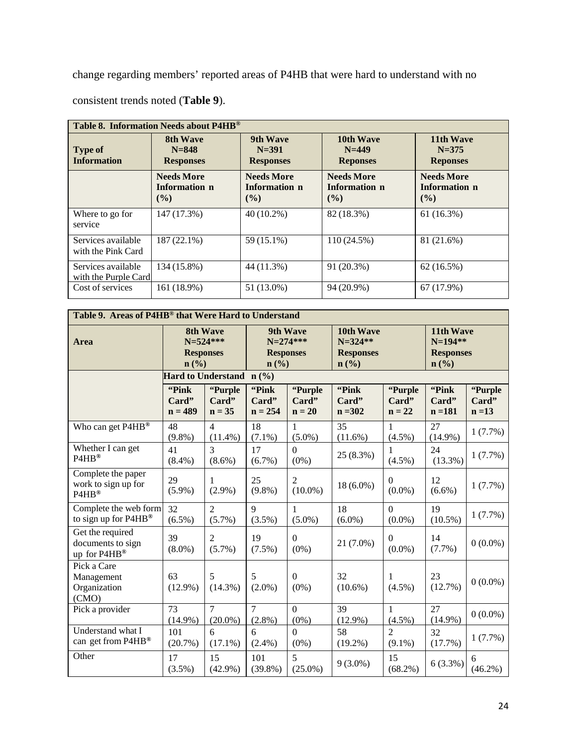change regarding members' reported areas of P4HB that were hard to understand with no consistent trends noted (**Table 9**).

| **Table 8. Information Needs about P4HB®** | | | | |
|---|---|---|---|---|
| **Type of Information** | **8th Wave N=848 Responses** | **9th Wave N=391 Responses** | **10th Wave N=449 Reponses** | **11th Wave N=375 Reponses** |
| | **Needs More Information n (%)** | **Needs More Information n (%)** | **Needs More Information n (%)** | **Needs More Information n (%)** |
| Where to go for service | 147 (17.3%) | 40 (10.2%) | 82 (18.3%) | 61 (16.3%) |
| Services available with the Pink Card | 187 (22.1%) | 59 (15.1%) | 110 (24.5%) | 81 (21.6%) |
| Services available with the Purple Card | 134 (15.8%) | 44 (11.3%) | 91 (20.3%) | 62 (16.5%) |
| Cost of services | 161 (18.9%) | 51 (13.0%) | 94 (20.9%) | 67 (17.9%) |

| **Table 9. Areas of P4HB® that Were Hard to Understand** | | | | | | | | |
|---|---|---|---|---|---|---|---|---|
| **Area** | **8th Wave N=524*** Responses n (%)** | | **9th Wave N=274*** Responses n (%)** | | **10th Wave N=324** Responses n (%)** | | **11th Wave N=194** Responses n (%)** | |
| | **Hard to Understand n (%)** | | | | | | | |
| | **"Pink Card" n = 489** | **"Purple Card" n = 35** | **"Pink Card" n = 254** | **"Purple Card" n = 20** | **"Pink Card" n =302** | **"Purple Card" n = 22** | **"Pink Card" n =181** | **"Purple Card" n =13** |
| Who can get P4HB® | 48 (9.8%) | 4 (11.4%) | 18 (7.1%) | 1 (5.0%) | 35 (11.6%) | 1 (4.5%) | 27 (14.9%) | 1 (7.7%) |
| Whether I can get P4HB® | 41 (8.4%) | 3 (8.6%) | 17 (6.7%) | 0 (0%) | 25 (8.3%) | 1 (4.5%) | 24 (13.3%) | 1 (7.7%) |
| Complete the paper work to sign up for P4HB® | 29 (5.9%) | 1 (2.9%) | 25 (9.8%) | 2 (10.0%) | 18 (6.0%) | 0 (0.0%) | 12 (6.6%) | 1 (7.7%) |
| Complete the web form to sign up for P4HB® | 32 (6.5%) | 2 (5.7%) | 9 (3.5%) | 1 (5.0%) | 18 (6.0%) | 0 (0.0%) | 19 (10.5%) | 1 (7.7%) |
| Get the required documents to sign up for P4HB® | 39 (8.0%) | 2 (5.7%) | 19 (7.5%) | 0 (0%) | 21 (7.0%) | 0 (0.0%) | 14 (7.7%) | 0 (0.0%) |
| Pick a Care Management Organization (CMO) | 63 (12.9%) | 5 (14.3%) | 5 (2.0%) | 0 (0%) | 32 (10.6%) | 1 (4.5%) | 23 (12.7%) | 0 (0.0%) |
| Pick a provider | 73 (14.9%) | 7 (20.0%) | 7 (2.8%) | 0 (0%) | 39 (12.9%) | 1 (4.5%) | 27 (14.9%) | 0 (0.0%) |
| Understand what I can get from P4HB® | 101 (20.7%) | 6 (17.1%) | 6 (2.4%) | 0 (0%) | 58 (19.2%) | 2 (9.1%) | 32 (17.7%) | 1 (7.7%) |
| Other | 17 (3.5%) | 15 (42.9%) | 101 (39.8%) | 5 (25.0%) | 9 (3.0%) | 15 (68.2%) | 6 (3.3%) | 6 (46.2%) |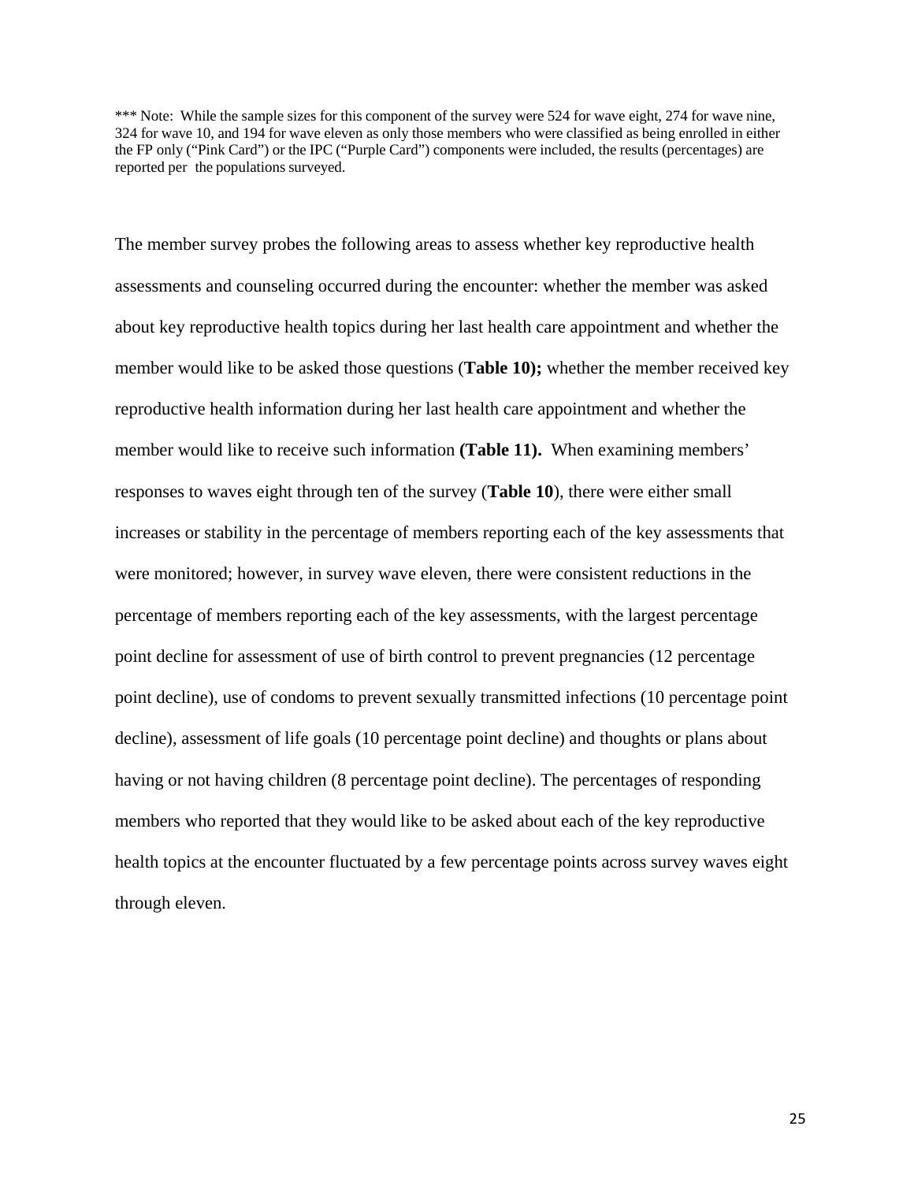*** Note: While the sample sizes for this component of the survey were 524 for wave eight, 274 for wave nine, 324 for wave 10, and 194 for wave eleven as only those members who were classified as being enrolled in either the FP only ("Pink Card") or the IPC ("Purple Card") components were included, the results (percentages) are reported per the populations surveyed.

The member survey probes the following areas to assess whether key reproductive health assessments and counseling occurred during the encounter: whether the member was asked about key reproductive health topics during her last health care appointment and whether the member would like to be asked those questions (**Table 10);** whether the member received key reproductive health information during her last health care appointment and whether the member would like to receive such information **(Table 11).** When examining members' responses to waves eight through ten of the survey (**Table 10**), there were either small increases or stability in the percentage of members reporting each of the key assessments that were monitored; however, in survey wave eleven, there were consistent reductions in the percentage of members reporting each of the key assessments, with the largest percentage point decline for assessment of use of birth control to prevent pregnancies (12 percentage point decline), use of condoms to prevent sexually transmitted infections (10 percentage point decline), assessment of life goals (10 percentage point decline) and thoughts or plans about having or not having children (8 percentage point decline). The percentages of responding members who reported that they would like to be asked about each of the key reproductive health topics at the encounter fluctuated by a few percentage points across survey waves eight through eleven.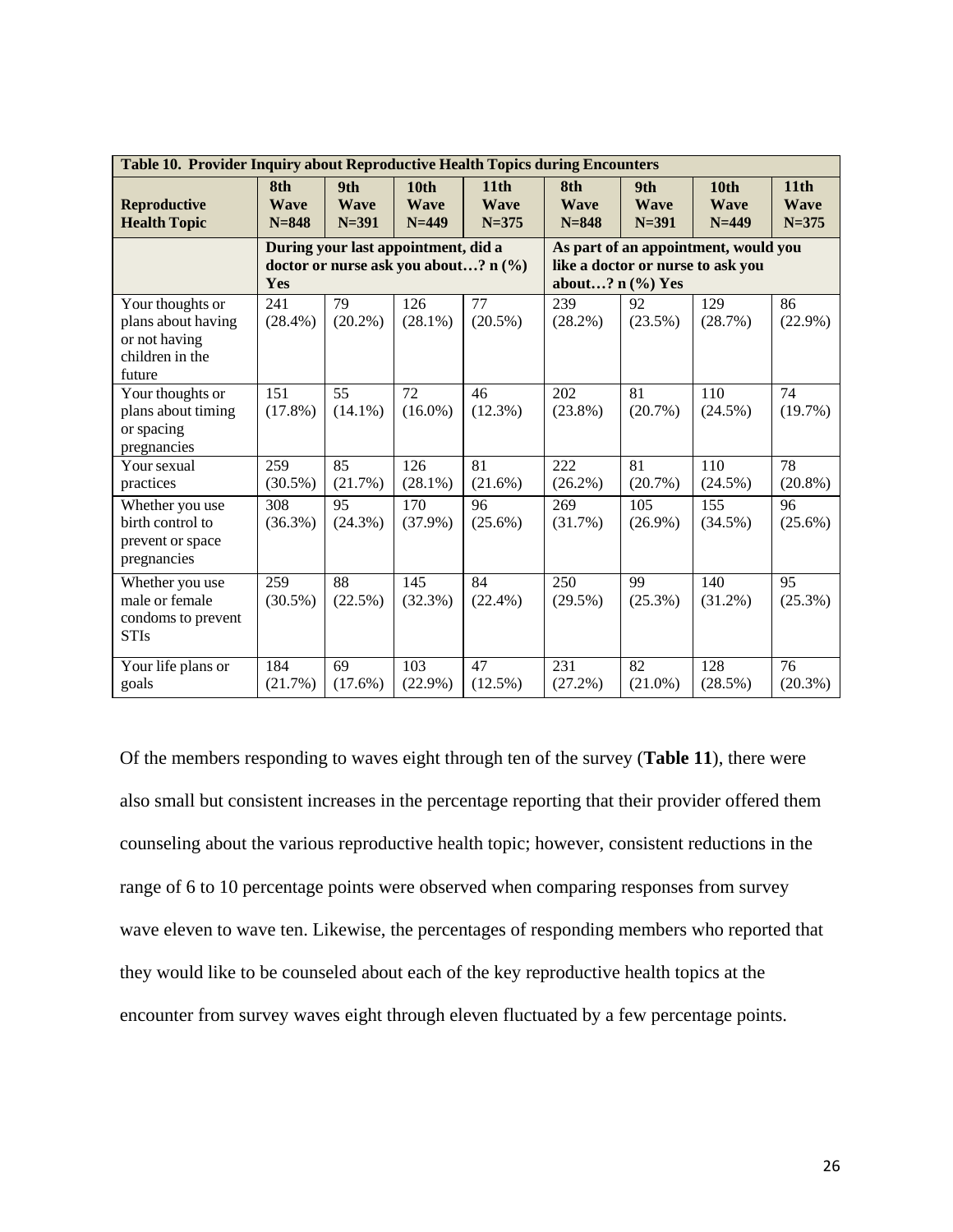| Table 10. Provider Inquiry about Reproductive Health Topics during Encounters | | | | | | | | |
|---|---|---|---|---|---|---|---|---|
| **Reproductive Health Topic** | **8th Wave N=848** | **9th Wave N=391** | **10th Wave N=449** | **11th Wave N=375** | **8th Wave N=848** | **9th Wave N=391** | **10th Wave N=449** | **11th Wave N=375** |
| | **During your last appointment, did a doctor or nurse ask you about…? n (%) Yes** | | | | **As part of an appointment, would you like a doctor or nurse to ask you about…? n (%) Yes** | | | |
| Your thoughts or plans about having or not having children in the future | 241 (28.4%) | 79 (20.2%) | 126 (28.1%) | 77 (20.5%) | 239 (28.2%) | 92 (23.5%) | 129 (28.7%) | 86 (22.9%) |
| Your thoughts or plans about timing or spacing pregnancies | 151 (17.8%) | 55 (14.1%) | 72 (16.0%) | 46 (12.3%) | 202 (23.8%) | 81 (20.7%) | 110 (24.5%) | 74 (19.7%) |
| Your sexual practices | 259 (30.5%) | 85 (21.7%) | 126 (28.1%) | 81 (21.6%) | 222 (26.2%) | 81 (20.7%) | 110 (24.5%) | 78 (20.8%) |
| Whether you use birth control to prevent or space pregnancies | 308 (36.3%) | 95 (24.3%) | 170 (37.9%) | 96 (25.6%) | 269 (31.7%) | 105 (26.9%) | 155 (34.5%) | 96 (25.6%) |
| Whether you use male or female condoms to prevent STIs | 259 (30.5%) | 88 (22.5%) | 145 (32.3%) | 84 (22.4%) | 250 (29.5%) | 99 (25.3%) | 140 (31.2%) | 95 (25.3%) |
| Your life plans or goals | 184 (21.7%) | 69 (17.6%) | 103 (22.9%) | 47 (12.5%) | 231 (27.2%) | 82 (21.0%) | 128 (28.5%) | 76 (20.3%) |

Of the members responding to waves eight through ten of the survey (**Table 11**), there were also small but consistent increases in the percentage reporting that their provider offered them counseling about the various reproductive health topic; however, consistent reductions in the range of 6 to 10 percentage points were observed when comparing responses from survey wave eleven to wave ten. Likewise, the percentages of responding members who reported that they would like to be counseled about each of the key reproductive health topics at the encounter from survey waves eight through eleven fluctuated by a few percentage points.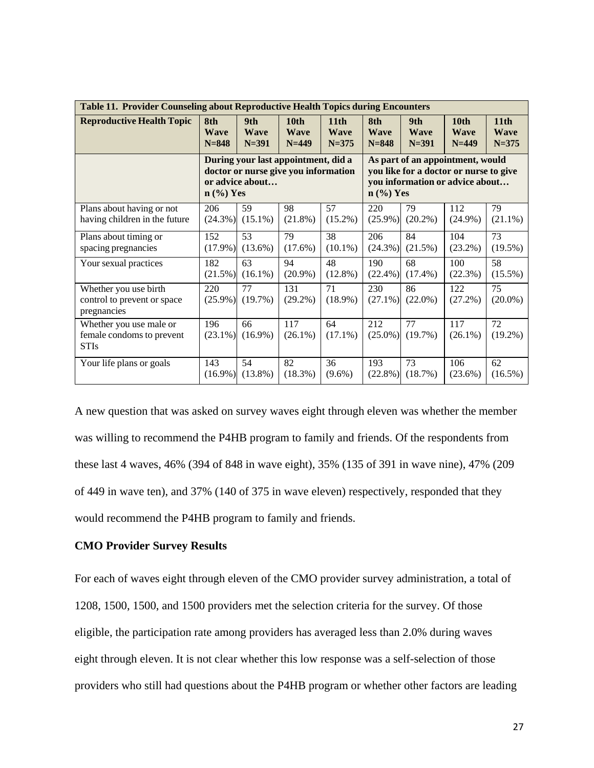| Table 11. Provider Counseling about Reproductive Health Topics during Encounters | | | | | | | | |
|---|---|---|---|---|---|---|---|---|
| **Reproductive Health Topic** | **8th Wave N=848** | **9th Wave N=391** | **10th Wave N=449** | **11th Wave N=375** | **8th Wave N=848** | **9th Wave N=391** | **10th Wave N=449** | **11th Wave N=375** |
| | **During your last appointment, did a doctor or nurse give you information or advice about… n (%) Yes** | | | | **As part of an appointment, would you like for a doctor or nurse to give you information or advice about… n (%) Yes** | | | |
| Plans about having or not having children in the future | 206 (24.3%) | 59 (15.1%) | 98 (21.8%) | 57 (15.2%) | 220 (25.9%) | 79 (20.2%) | 112 (24.9%) | 79 (21.1%) |
| Plans about timing or spacing pregnancies | 152 (17.9%) | 53 (13.6%) | 79 (17.6%) | 38 (10.1%) | 206 (24.3%) | 84 (21.5%) | 104 (23.2%) | 73 (19.5%) |
| Your sexual practices | 182 (21.5%) | 63 (16.1%) | 94 (20.9%) | 48 (12.8%) | 190 (22.4%) | 68 (17.4%) | 100 (22.3%) | 58 (15.5%) |
| Whether you use birth control to prevent or space pregnancies | 220 (25.9%) | 77 (19.7%) | 131 (29.2%) | 71 (18.9%) | 230 (27.1%) | 86 (22.0%) | 122 (27.2%) | 75 (20.0%) |
| Whether you use male or female condoms to prevent STIs | 196 (23.1%) | 66 (16.9%) | 117 (26.1%) | 64 (17.1%) | 212 (25.0%) | 77 (19.7%) | 117 (26.1%) | 72 (19.2%) |
| Your life plans or goals | 143 (16.9%) | 54 (13.8%) | 82 (18.3%) | 36 (9.6%) | 193 (22.8%) | 73 (18.7%) | 106 (23.6%) | 62 (16.5%) |

A new question that was asked on survey waves eight through eleven was whether the member was willing to recommend the P4HB program to family and friends. Of the respondents from these last 4 waves, 46% (394 of 848 in wave eight), 35% (135 of 391 in wave nine), 47% (209 of 449 in wave ten), and 37% (140 of 375 in wave eleven) respectively, responded that they would recommend the P4HB program to family and friends.

**CMO Provider Survey Results**

For each of waves eight through eleven of the CMO provider survey administration, a total of 1208, 1500, 1500, and 1500 providers met the selection criteria for the survey. Of those eligible, the participation rate among providers has averaged less than 2.0% during waves eight through eleven. It is not clear whether this low response was a self-selection of those providers who still had questions about the P4HB program or whether other factors are leading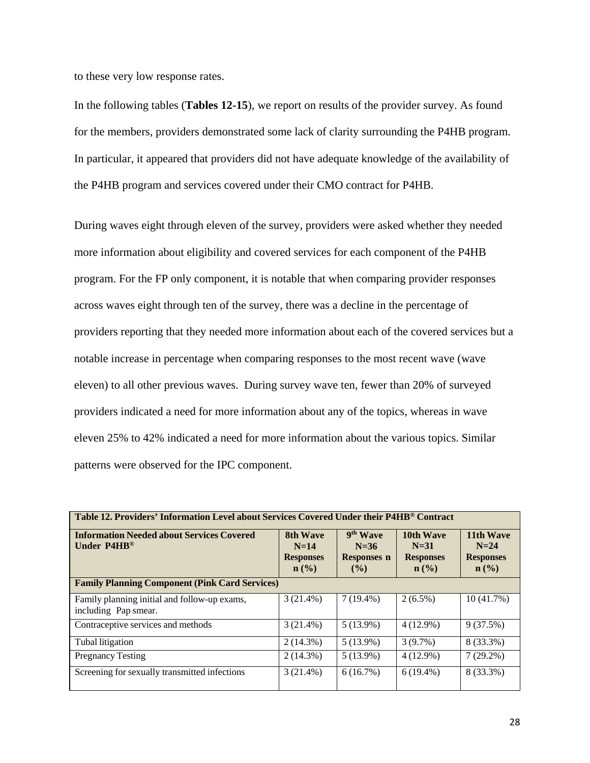to these very low response rates.

In the following tables (**Tables 12-15**), we report on results of the provider survey. As found for the members, providers demonstrated some lack of clarity surrounding the P4HB program. In particular, it appeared that providers did not have adequate knowledge of the availability of the P4HB program and services covered under their CMO contract for P4HB.

During waves eight through eleven of the survey, providers were asked whether they needed more information about eligibility and covered services for each component of the P4HB program. For the FP only component, it is notable that when comparing provider responses across waves eight through ten of the survey, there was a decline in the percentage of providers reporting that they needed more information about each of the covered services but a notable increase in percentage when comparing responses to the most recent wave (wave eleven) to all other previous waves. During survey wave ten, fewer than 20% of surveyed providers indicated a need for more information about any of the topics, whereas in wave eleven 25% to 42% indicated a need for more information about the various topics. Similar patterns were observed for the IPC component.

**Table 12. Providers' Information Level about Services Covered Under their P4HB® Contract**

| Information Needed about Services Covered Under P4HB® | 8th Wave N=14 Responses n (%) | 9th Wave N=36 Responses n (%) | 10th Wave N=31 Responses n (%) | 11th Wave N=24 Responses n (%) |
|---|---|---|---|---|
| **Family Planning Component (Pink Card Services)** | | | | |
| Family planning initial and follow-up exams, including Pap smear. | 3 (21.4%) | 7 (19.4%) | 2 (6.5%) | 10 (41.7%) |
| Contraceptive services and methods | 3 (21.4%) | 5 (13.9%) | 4 (12.9%) | 9 (37.5%) |
| Tubal litigation | 2 (14.3%) | 5 (13.9%) | 3 (9.7%) | 8 (33.3%) |
| Pregnancy Testing | 2 (14.3%) | 5 (13.9%) | 4 (12.9%) | 7 (29.2%) |
| Screening for sexually transmitted infections | 3 (21.4%) | 6 (16.7%) | 6 (19.4%) | 8 (33.3%) |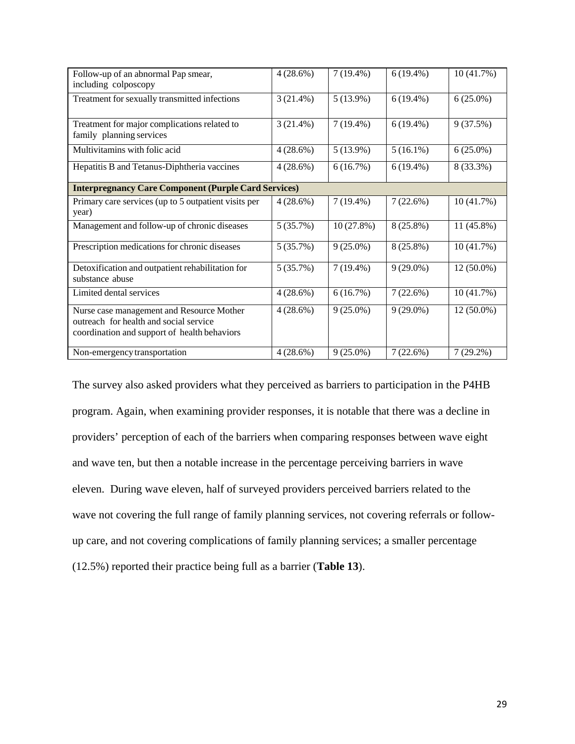| | | | | |
|---|---|---|---|---|
| Follow-up of an abnormal Pap smear, including colposcopy | 4 (28.6%) | 7 (19.4%) | 6 (19.4%) | 10 (41.7%) |
| Treatment for sexually transmitted infections | 3 (21.4%) | 5 (13.9%) | 6 (19.4%) | 6 (25.0%) |
| Treatment for major complications related to family planning services | 3 (21.4%) | 7 (19.4%) | 6 (19.4%) | 9 (37.5%) |
| Multivitamins with folic acid | 4 (28.6%) | 5 (13.9%) | 5 (16.1%) | 6 (25.0%) |
| Hepatitis B and Tetanus-Diphtheria vaccines | 4 (28.6%) | 6 (16.7%) | 6 (19.4%) | 8 (33.3%) |
| **Interpregnancy Care Component (Purple Card Services)** | | | | |
| Primary care services (up to 5 outpatient visits per year) | 4 (28.6%) | 7 (19.4%) | 7 (22.6%) | 10 (41.7%) |
| Management and follow-up of chronic diseases | 5 (35.7%) | 10 (27.8%) | 8 (25.8%) | 11 (45.8%) |
| Prescription medications for chronic diseases | 5 (35.7%) | 9 (25.0%) | 8 (25.8%) | 10 (41.7%) |
| Detoxification and outpatient rehabilitation for substance abuse | 5 (35.7%) | 7 (19.4%) | 9 (29.0%) | 12 (50.0%) |
| Limited dental services | 4 (28.6%) | 6 (16.7%) | 7 (22.6%) | 10 (41.7%) |
| Nurse case management and Resource Mother outreach for health and social service coordination and support of health behaviors | 4 (28.6%) | 9 (25.0%) | 9 (29.0%) | 12 (50.0%) |
| Non-emergency transportation | 4 (28.6%) | 9 (25.0%) | 7 (22.6%) | 7 (29.2%) |

The survey also asked providers what they perceived as barriers to participation in the P4HB program. Again, when examining provider responses, it is notable that there was a decline in providers' perception of each of the barriers when comparing responses between wave eight and wave ten, but then a notable increase in the percentage perceiving barriers in wave eleven. During wave eleven, half of surveyed providers perceived barriers related to the wave not covering the full range of family planning services, not covering referrals or follow-up care, and not covering complications of family planning services; a smaller percentage (12.5%) reported their practice being full as a barrier (**Table 13**).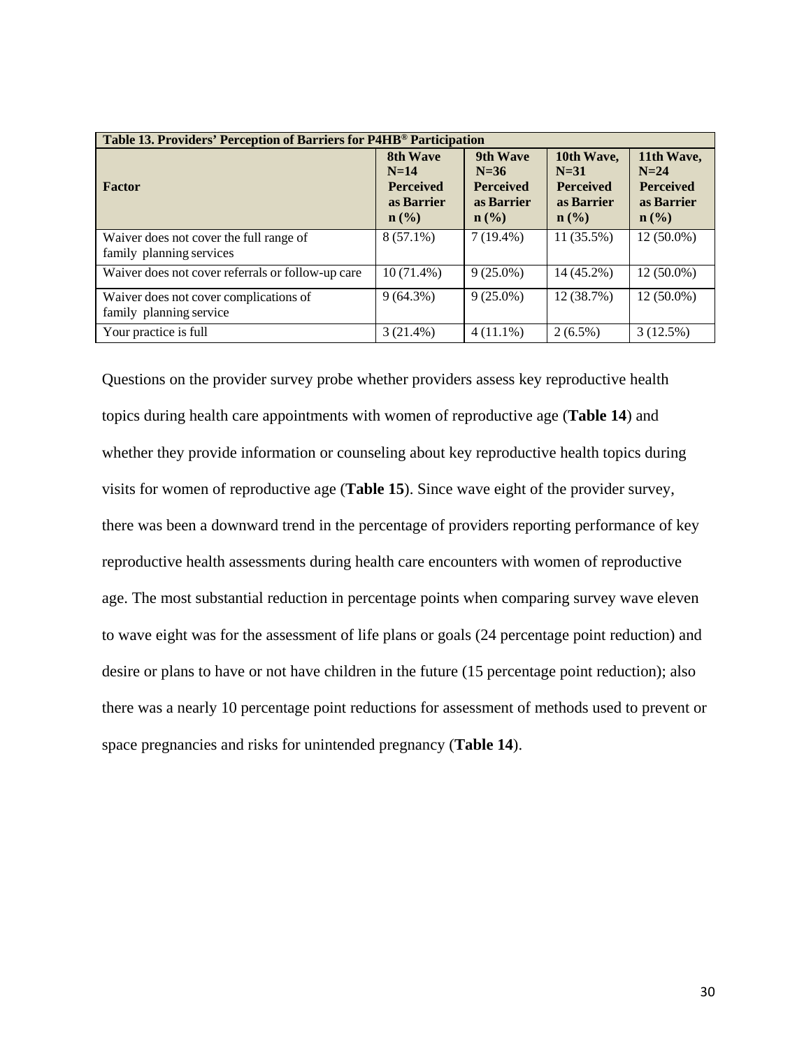**Table 13. Providers' Perception of Barriers for P4HB® Participation**

| Factor | 8th Wave N=14 Perceived as Barrier n (%) | 9th Wave N=36 Perceived as Barrier n (%) | 10th Wave, N=31 Perceived as Barrier n (%) | 11th Wave, N=24 Perceived as Barrier n (%) |
|---|---|---|---|---|
| Waiver does not cover the full range of family planning services | 8 (57.1%) | 7 (19.4%) | 11 (35.5%) | 12 (50.0%) |
| Waiver does not cover referrals or follow-up care | 10 (71.4%) | 9 (25.0%) | 14 (45.2%) | 12 (50.0%) |
| Waiver does not cover complications of family planning service | 9 (64.3%) | 9 (25.0%) | 12 (38.7%) | 12 (50.0%) |
| Your practice is full | 3 (21.4%) | 4 (11.1%) | 2 (6.5%) | 3 (12.5%) |

Questions on the provider survey probe whether providers assess key reproductive health topics during health care appointments with women of reproductive age (**Table 14**) and whether they provide information or counseling about key reproductive health topics during visits for women of reproductive age (**Table 15**). Since wave eight of the provider survey, there was been a downward trend in the percentage of providers reporting performance of key reproductive health assessments during health care encounters with women of reproductive age. The most substantial reduction in percentage points when comparing survey wave eleven to wave eight was for the assessment of life plans or goals (24 percentage point reduction) and desire or plans to have or not have children in the future (15 percentage point reduction); also there was a nearly 10 percentage point reductions for assessment of methods used to prevent or space pregnancies and risks for unintended pregnancy (**Table 14**).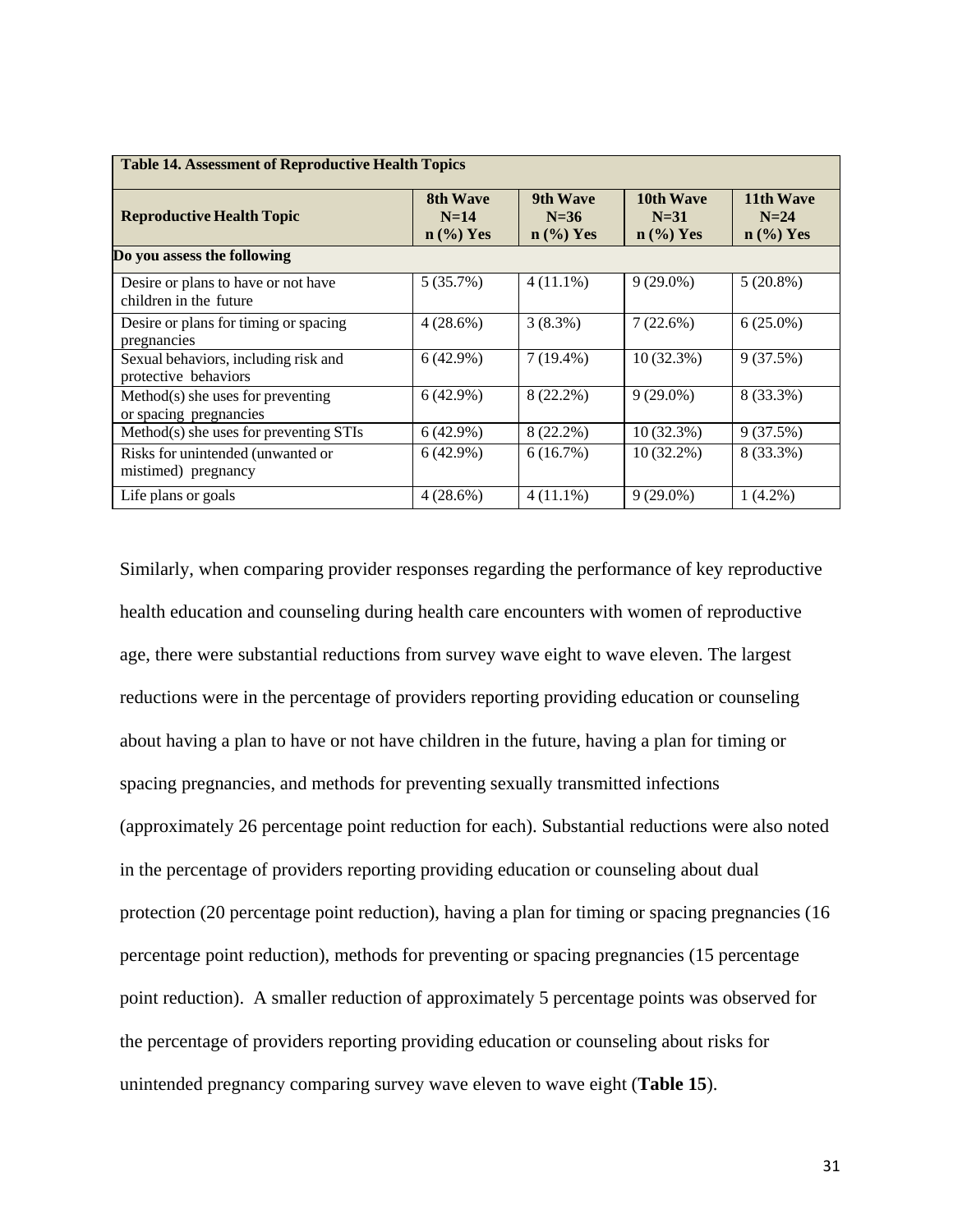| Table 14. Assessment of Reproductive Health Topics | | | | |
|---|---|---|---|---|
| **Reproductive Health Topic** | **8th Wave N=14 n (%) Yes** | **9th Wave N=36 n (%) Yes** | **10th Wave N=31 n (%) Yes** | **11th Wave N=24 n (%) Yes** |
| **Do you assess the following** | | | | |
| Desire or plans to have or not have children in the future | 5 (35.7%) | 4 (11.1%) | 9 (29.0%) | 5 (20.8%) |
| Desire or plans for timing or spacing pregnancies | 4 (28.6%) | 3 (8.3%) | 7 (22.6%) | 6 (25.0%) |
| Sexual behaviors, including risk and protective behaviors | 6 (42.9%) | 7 (19.4%) | 10 (32.3%) | 9 (37.5%) |
| Method(s) she uses for preventing or spacing pregnancies | 6 (42.9%) | 8 (22.2%) | 9 (29.0%) | 8 (33.3%) |
| Method(s) she uses for preventing STIs | 6 (42.9%) | 8 (22.2%) | 10 (32.3%) | 9 (37.5%) |
| Risks for unintended (unwanted or mistimed) pregnancy | 6 (42.9%) | 6 (16.7%) | 10 (32.2%) | 8 (33.3%) |
| Life plans or goals | 4 (28.6%) | 4 (11.1%) | 9 (29.0%) | 1 (4.2%) |

Similarly, when comparing provider responses regarding the performance of key reproductive health education and counseling during health care encounters with women of reproductive age, there were substantial reductions from survey wave eight to wave eleven. The largest reductions were in the percentage of providers reporting providing education or counseling about having a plan to have or not have children in the future, having a plan for timing or spacing pregnancies, and methods for preventing sexually transmitted infections (approximately 26 percentage point reduction for each). Substantial reductions were also noted in the percentage of providers reporting providing education or counseling about dual protection (20 percentage point reduction), having a plan for timing or spacing pregnancies (16 percentage point reduction), methods for preventing or spacing pregnancies (15 percentage point reduction). A smaller reduction of approximately 5 percentage points was observed for the percentage of providers reporting providing education or counseling about risks for unintended pregnancy comparing survey wave eleven to wave eight (**Table 15**).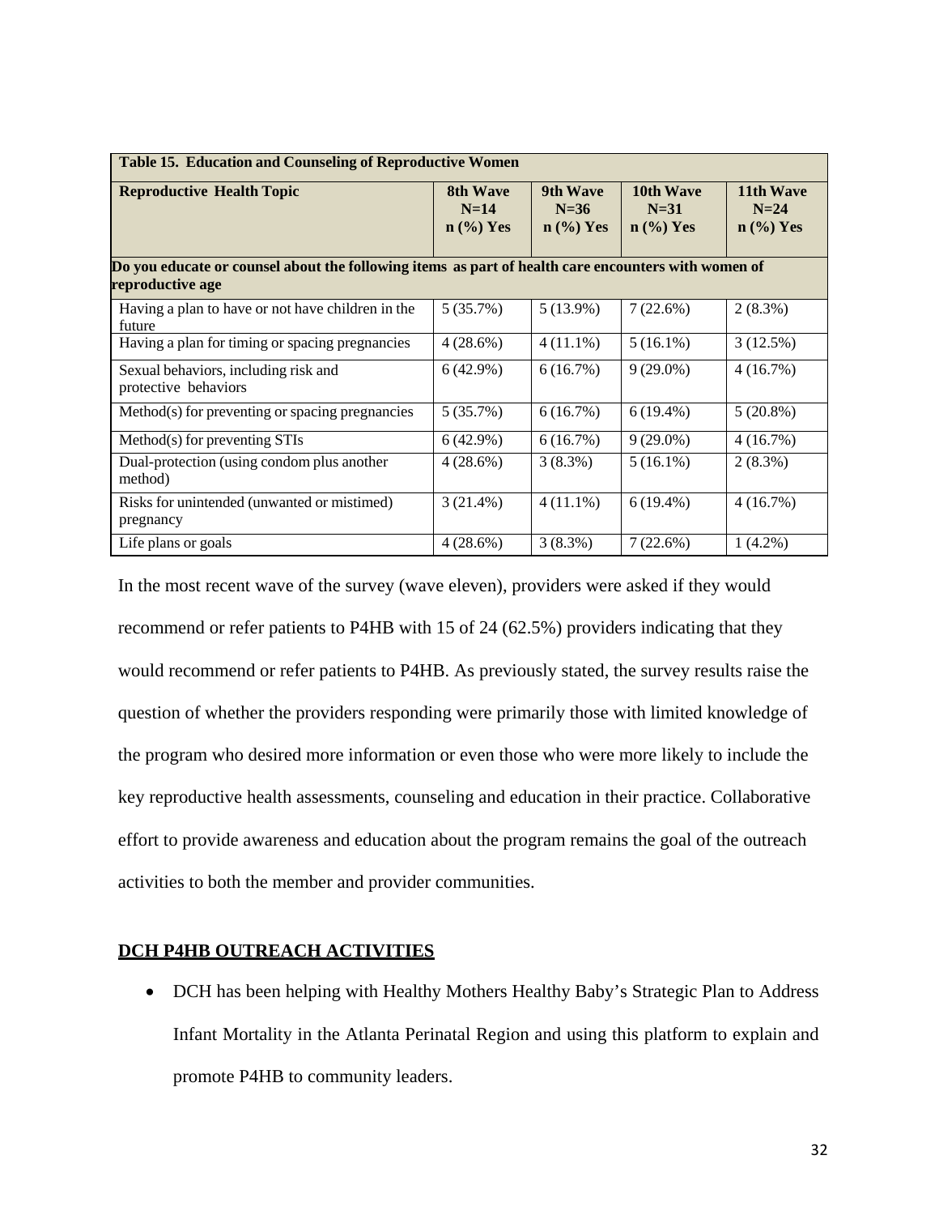**Table 15. Education and Counseling of Reproductive Women**

| Reproductive Health Topic | 8th Wave N=14 n (%) Yes | 9th Wave N=36 n (%) Yes | 10th Wave N=31 n (%) Yes | 11th Wave N=24 n (%) Yes |
|---|---|---|---|---|
| **Do you educate or counsel about the following items as part of health care encounters with women of reproductive age** | | | | |
| Having a plan to have or not have children in the future | 5 (35.7%) | 5 (13.9%) | 7 (22.6%) | 2 (8.3%) |
| Having a plan for timing or spacing pregnancies | 4 (28.6%) | 4 (11.1%) | 5 (16.1%) | 3 (12.5%) |
| Sexual behaviors, including risk and protective behaviors | 6 (42.9%) | 6 (16.7%) | 9 (29.0%) | 4 (16.7%) |
| Method(s) for preventing or spacing pregnancies | 5 (35.7%) | 6 (16.7%) | 6 (19.4%) | 5 (20.8%) |
| Method(s) for preventing STIs | 6 (42.9%) | 6 (16.7%) | 9 (29.0%) | 4 (16.7%) |
| Dual-protection (using condom plus another method) | 4 (28.6%) | 3 (8.3%) | 5 (16.1%) | 2 (8.3%) |
| Risks for unintended (unwanted or mistimed) pregnancy | 3 (21.4%) | 4 (11.1%) | 6 (19.4%) | 4 (16.7%) |
| Life plans or goals | 4 (28.6%) | 3 (8.3%) | 7 (22.6%) | 1 (4.2%) |

In the most recent wave of the survey (wave eleven), providers were asked if they would recommend or refer patients to P4HB with 15 of 24 (62.5%) providers indicating that they would recommend or refer patients to P4HB. As previously stated, the survey results raise the question of whether the providers responding were primarily those with limited knowledge of the program who desired more information or even those who were more likely to include the key reproductive health assessments, counseling and education in their practice. Collaborative effort to provide awareness and education about the program remains the goal of the outreach activities to both the member and provider communities.

## DCH P4HB OUTREACH ACTIVITIES

- DCH has been helping with Healthy Mothers Healthy Baby's Strategic Plan to Address Infant Mortality in the Atlanta Perinatal Region and using this platform to explain and promote P4HB to community leaders.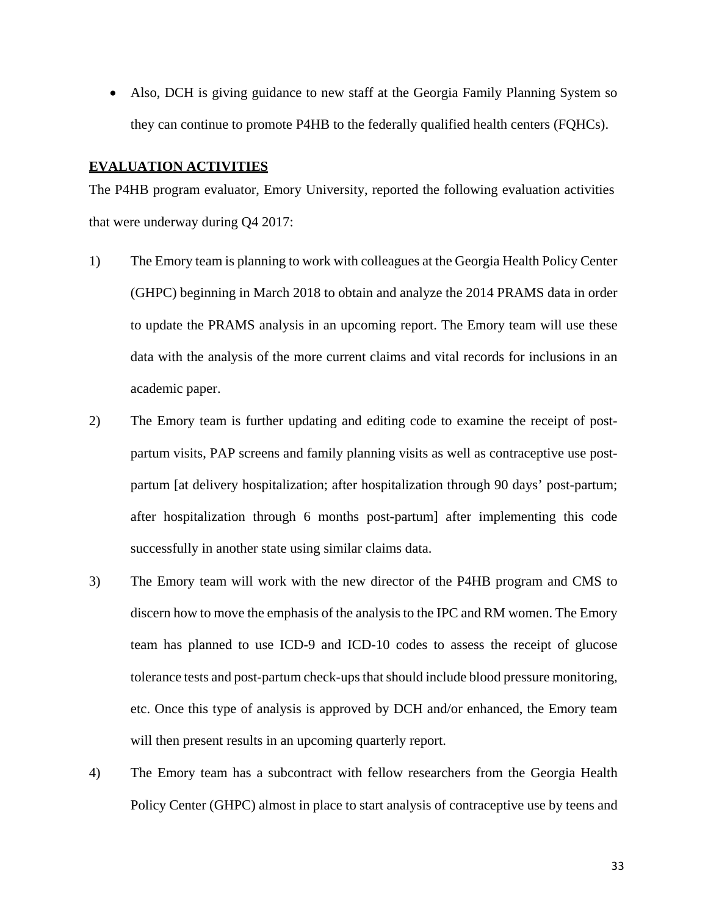- Also, DCH is giving guidance to new staff at the Georgia Family Planning System so they can continue to promote P4HB to the federally qualified health centers (FQHCs).

**EVALUATION ACTIVITIES**

The P4HB program evaluator, Emory University, reported the following evaluation activities that were underway during Q4 2017:

1) The Emory team is planning to work with colleagues at the Georgia Health Policy Center (GHPC) beginning in March 2018 to obtain and analyze the 2014 PRAMS data in order to update the PRAMS analysis in an upcoming report. The Emory team will use these data with the analysis of the more current claims and vital records for inclusions in an academic paper.

2) The Emory team is further updating and editing code to examine the receipt of post-partum visits, PAP screens and family planning visits as well as contraceptive use post-partum [at delivery hospitalization; after hospitalization through 90 days' post-partum; after hospitalization through 6 months post-partum] after implementing this code successfully in another state using similar claims data.

3) The Emory team will work with the new director of the P4HB program and CMS to discern how to move the emphasis of the analysis to the IPC and RM women. The Emory team has planned to use ICD-9 and ICD-10 codes to assess the receipt of glucose tolerance tests and post-partum check-ups that should include blood pressure monitoring, etc. Once this type of analysis is approved by DCH and/or enhanced, the Emory team will then present results in an upcoming quarterly report.

4) The Emory team has a subcontract with fellow researchers from the Georgia Health Policy Center (GHPC) almost in place to start analysis of contraceptive use by teens and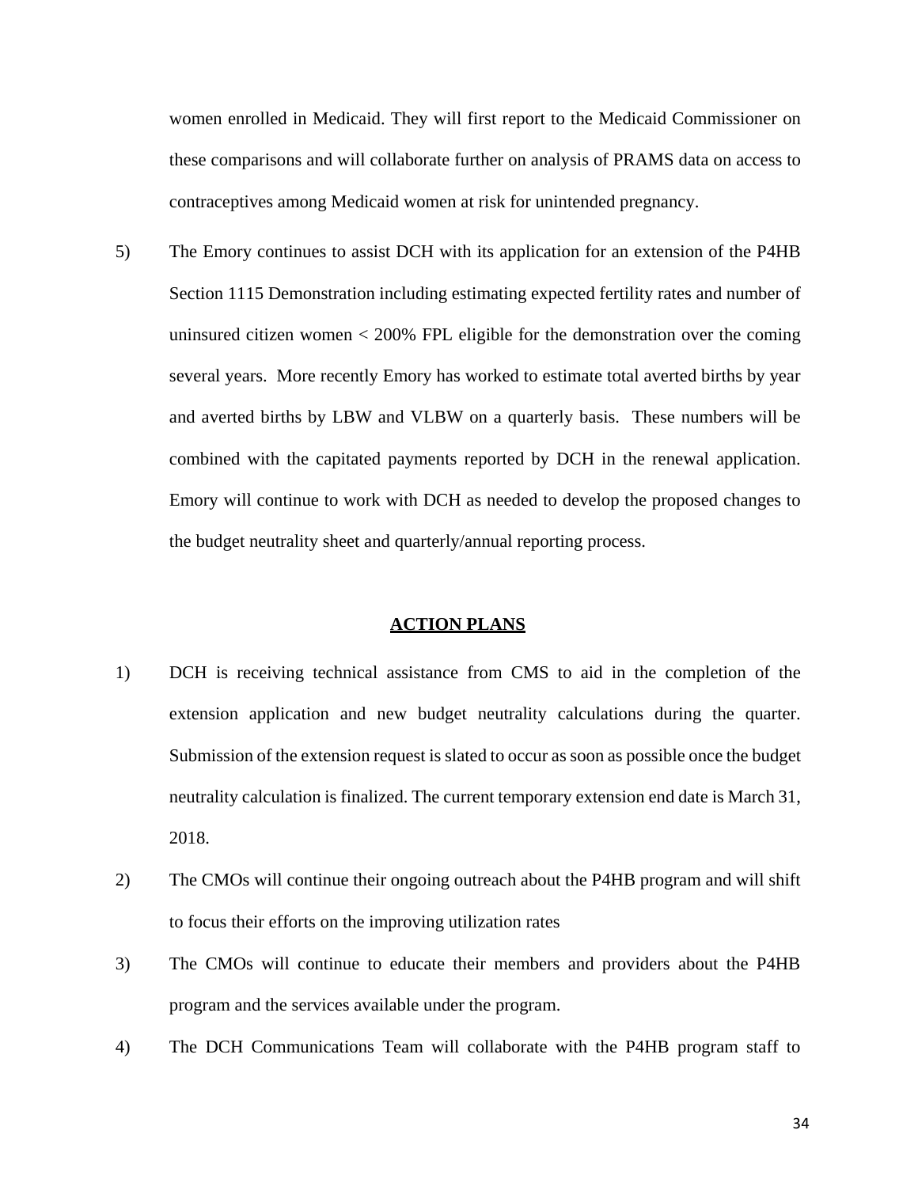women enrolled in Medicaid. They will first report to the Medicaid Commissioner on these comparisons and will collaborate further on analysis of PRAMS data on access to contraceptives among Medicaid women at risk for unintended pregnancy.

5) The Emory continues to assist DCH with its application for an extension of the P4HB Section 1115 Demonstration including estimating expected fertility rates and number of uninsured citizen women < 200% FPL eligible for the demonstration over the coming several years. More recently Emory has worked to estimate total averted births by year and averted births by LBW and VLBW on a quarterly basis. These numbers will be combined with the capitated payments reported by DCH in the renewal application. Emory will continue to work with DCH as needed to develop the proposed changes to the budget neutrality sheet and quarterly/annual reporting process.

## ACTION PLANS

1) DCH is receiving technical assistance from CMS to aid in the completion of the extension application and new budget neutrality calculations during the quarter. Submission of the extension request is slated to occur as soon as possible once the budget neutrality calculation is finalized. The current temporary extension end date is March 31, 2018.

2) The CMOs will continue their ongoing outreach about the P4HB program and will shift to focus their efforts on the improving utilization rates

3) The CMOs will continue to educate their members and providers about the P4HB program and the services available under the program.

4) The DCH Communications Team will collaborate with the P4HB program staff to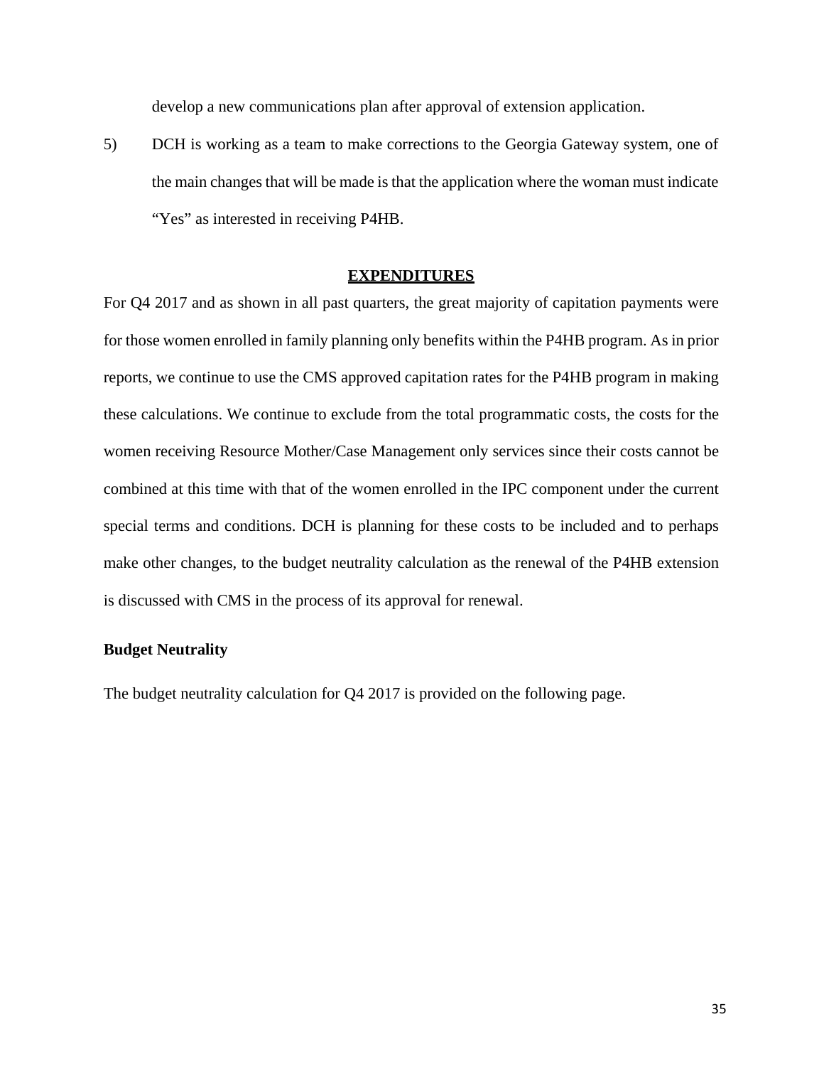develop a new communications plan after approval of extension application.

5) DCH is working as a team to make corrections to the Georgia Gateway system, one of the main changes that will be made is that the application where the woman must indicate “Yes” as interested in receiving P4HB.

## EXPENDITURES

For Q4 2017 and as shown in all past quarters, the great majority of capitation payments were for those women enrolled in family planning only benefits within the P4HB program. As in prior reports, we continue to use the CMS approved capitation rates for the P4HB program in making these calculations. We continue to exclude from the total programmatic costs, the costs for the women receiving Resource Mother/Case Management only services since their costs cannot be combined at this time with that of the women enrolled in the IPC component under the current special terms and conditions. DCH is planning for these costs to be included and to perhaps make other changes, to the budget neutrality calculation as the renewal of the P4HB extension is discussed with CMS in the process of its approval for renewal.

### Budget Neutrality

The budget neutrality calculation for Q4 2017 is provided on the following page.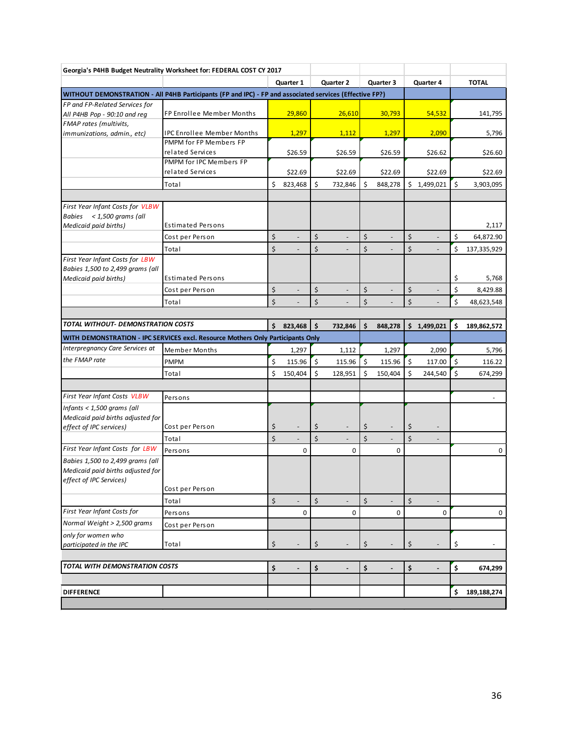| Georgia's P4HB Budget Neutrality Worksheet for: FEDERAL COST CY 2017 | | | | | | |
|---|---|---|---|---|---|---|
| | | Quarter 1 | Quarter 2 | Quarter 3 | Quarter 4 | TOTAL |
| **WITHOUT DEMONSTRATION - All P4HB Participants (FP and IPC) - FP and associated services (Effective FP?)** | | | | | | |
| *FP and FP-Related Services for All P4HB Pop - 90:10 and reg* | FP Enrollee Member Months | 29,860 | 26,610 | 30,793 | 54,532 | 141,795 |
| *FMAP rates (multivits, immunizations, admin., etc)* | IPC Enrollee Member Months | 1,297 | 1,112 | 1,297 | 2,090 | 5,796 |
| | PMPM for FP Members FP related Services | $26.59 | $26.59 | $26.59 | $26.62 | $26.60 |
| | PMPM for IPC Members FP related Services | $22.69 | $22.69 | $22.69 | $22.69 | $22.69 |
| | Total | $ 823,468 | $ 732,846 | $ 848,278 | $ 1,499,021 | $ 3,903,095 |
| | | | | | | |
| *First Year Infant Costs for VLBW Babies < 1,500 grams (all Medicaid paid births)* | Estimated Persons | | | | | 2,117 |
| | Cost per Person | $ - | $ - | $ - | $ - | $ 64,872.90 |
| | Total | $ - | $ - | $ - | $ - | $ 137,335,929 |
| *First Year Infant Costs for LBW Babies 1,500 to 2,499 grams (all Medicaid paid births)* | Estimated Persons | | | | | $ 5,768 |
| | Cost per Person | $ - | $ - | $ - | $ - | $ 8,429.88 |
| | Total | $ - | $ - | $ - | $ - | $ 48,623,548 |
| | | | | | | |
| ***TOTAL WITHOUT- DEMONSTRATION COSTS*** | | **$ 823,468** | **$ 732,846** | **$ 848,278** | **$ 1,499,021** | **$ 189,862,572** |
| **WITH DEMONSTRATION - IPC SERVICES excl. Resource Mothers Only Participants Only** | | | | | | |
| *Interpregnancy Care Services at* | Member Months | 1,297 | 1,112 | 1,297 | 2,090 | 5,796 |
| *the FMAP rate* | PMPM | $ 115.96 | $ 115.96 | $ 115.96 | $ 117.00 | $ 116.22 |
| | Total | $ 150,404 | $ 128,951 | $ 150,404 | $ 244,540 | $ 674,299 |
| | | | | | | |
| *First Year Infant Costs VLBW* | Persons | | | | | - |
| *Infants < 1,500 grams (all Medicaid paid births adjusted for effect of IPC services)* | Cost per Person | $ - | $ - | $ - | $ - | |
| | Total | $ - | $ - | $ - | $ - | |
| *First Year Infant Costs for LBW* | Persons | 0 | 0 | 0 | | 0 |
| *Babies 1,500 to 2,499 grams (all Medicaid paid births adjusted for effect of IPC Services)* | Cost per Person | | | | | |
| | Total | $ - | $ - | $ - | $ - | |
| *First Year Infant Costs for* | Persons | 0 | 0 | 0 | 0 | 0 |
| *Normal Weight > 2,500 grams* | Cost per Person | | | | | |
| *only for women who participated in the IPC* | Total | $ - | $ - | $ - | $ - | $ - |
| | | | | | | |
| ***TOTAL WITH DEMONSTRATION COSTS*** | | **$ -** | **$ -** | **$ -** | **$ -** | **$ 674,299** |
| | | | | | | |
| **DIFFERENCE** | | | | | | **$ 189,188,274** |